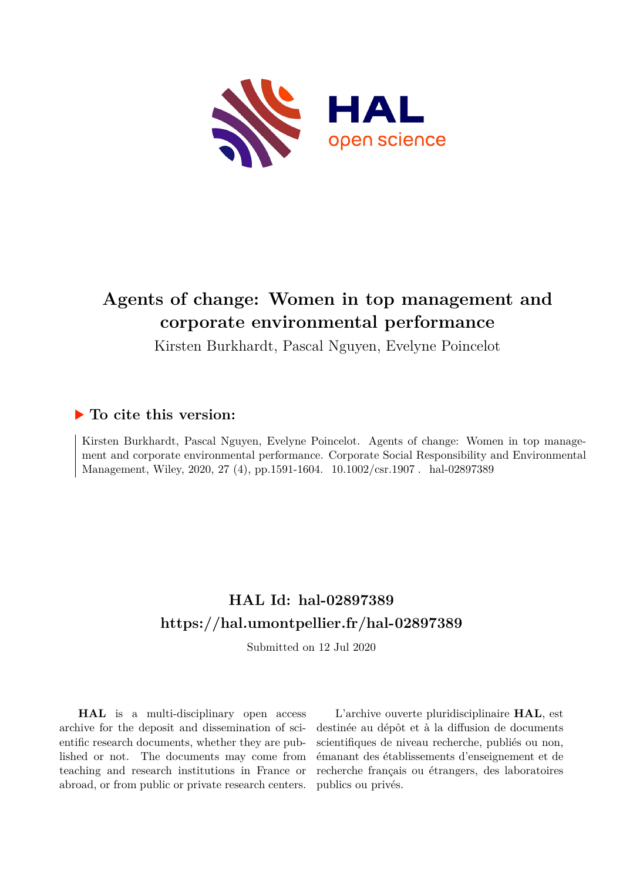# Agents of change: Women in top management and corporate environmental performance

Kirsten Burkhardt, Pascal Nguyen, Evelyne Poincelot

## ▶ To cite this version:

Kirsten Burkhardt, Pascal Nguyen, Evelyne Poincelot. Agents of change: Women in top management and corporate environmental performance. Corporate Social Responsibility and Environmental Management, Wiley, 2020, 27 (4), pp.1591-1604. 10.1002/csr.1907 . hal-02897389

## HAL Id: hal-02897389

## https://hal.umontpellier.fr/hal-02897389

Submitted on 12 Jul 2020

**HAL** is a multi-disciplinary open access archive for the deposit and dissemination of scientific research documents, whether they are published or not. The documents may come from teaching and research institutions in France or abroad, or from public or private research centers.

L'archive ouverte pluridisciplinaire **HAL**, est destinée au dépôt et à la diffusion de documents scientifiques de niveau recherche, publiés ou non, émanant des établissements d'enseignement et de recherche français ou étrangers, des laboratoires publics ou privés.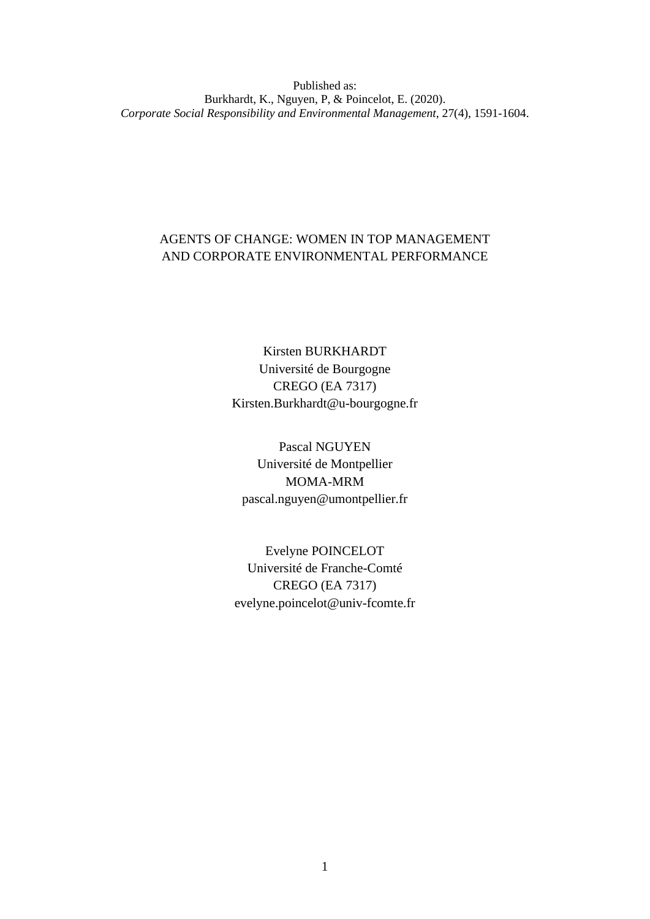Published as:
Burkhardt, K., Nguyen, P, & Poincelot, E. (2020).
*Corporate Social Responsibility and Environmental Management*, 27(4), 1591-1604.

# AGENTS OF CHANGE: WOMEN IN TOP MANAGEMENT AND CORPORATE ENVIRONMENTAL PERFORMANCE

Kirsten BURKHARDT
Université de Bourgogne
CREGO (EA 7317)
Kirsten.Burkhardt@u-bourgogne.fr

Pascal NGUYEN
Université de Montpellier
MOMA-MRM
pascal.nguyen@umontpellier.fr

Evelyne POINCELOT
Université de Franche-Comté
CREGO (EA 7317)
evelyne.poincelot@univ-fcomte.fr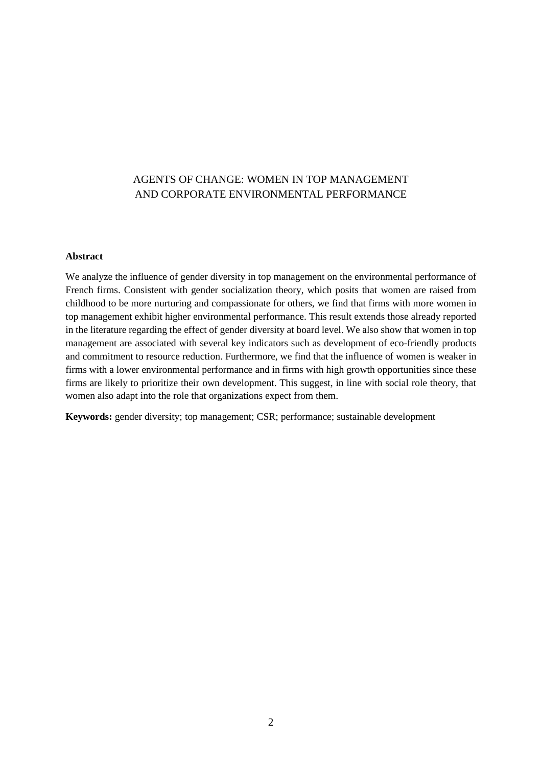# AGENTS OF CHANGE: WOMEN IN TOP MANAGEMENT AND CORPORATE ENVIRONMENTAL PERFORMANCE

**Abstract**

We analyze the influence of gender diversity in top management on the environmental performance of French firms. Consistent with gender socialization theory, which posits that women are raised from childhood to be more nurturing and compassionate for others, we find that firms with more women in top management exhibit higher environmental performance. This result extends those already reported in the literature regarding the effect of gender diversity at board level. We also show that women in top management are associated with several key indicators such as development of eco-friendly products and commitment to resource reduction. Furthermore, we find that the influence of women is weaker in firms with a lower environmental performance and in firms with high growth opportunities since these firms are likely to prioritize their own development. This suggest, in line with social role theory, that women also adapt into the role that organizations expect from them.

**Keywords:** gender diversity; top management; CSR; performance; sustainable development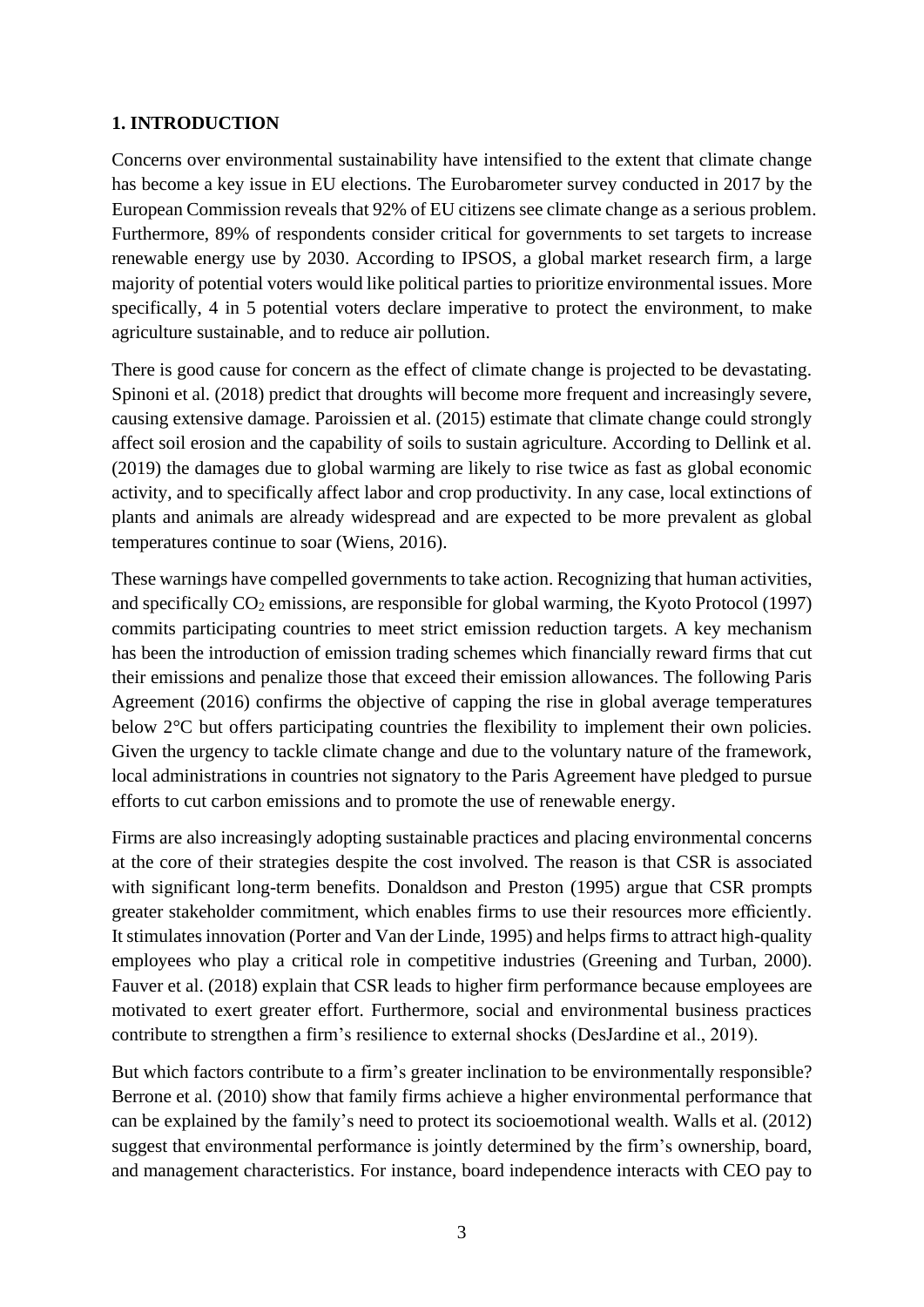## 1. INTRODUCTION

Concerns over environmental sustainability have intensified to the extent that climate change has become a key issue in EU elections. The Eurobarometer survey conducted in 2017 by the European Commission reveals that 92% of EU citizens see climate change as a serious problem. Furthermore, 89% of respondents consider critical for governments to set targets to increase renewable energy use by 2030. According to IPSOS, a global market research firm, a large majority of potential voters would like political parties to prioritize environmental issues. More specifically, 4 in 5 potential voters declare imperative to protect the environment, to make agriculture sustainable, and to reduce air pollution.

There is good cause for concern as the effect of climate change is projected to be devastating. Spinoni et al. (2018) predict that droughts will become more frequent and increasingly severe, causing extensive damage. Paroissien et al. (2015) estimate that climate change could strongly affect soil erosion and the capability of soils to sustain agriculture. According to Dellink et al. (2019) the damages due to global warming are likely to rise twice as fast as global economic activity, and to specifically affect labor and crop productivity. In any case, local extinctions of plants and animals are already widespread and are expected to be more prevalent as global temperatures continue to soar (Wiens, 2016).

These warnings have compelled governments to take action. Recognizing that human activities, and specifically $CO_2$ emissions, are responsible for global warming, the Kyoto Protocol (1997) commits participating countries to meet strict emission reduction targets. A key mechanism has been the introduction of emission trading schemes which financially reward firms that cut their emissions and penalize those that exceed their emission allowances. The following Paris Agreement (2016) confirms the objective of capping the rise in global average temperatures below 2°C but offers participating countries the flexibility to implement their own policies. Given the urgency to tackle climate change and due to the voluntary nature of the framework, local administrations in countries not signatory to the Paris Agreement have pledged to pursue efforts to cut carbon emissions and to promote the use of renewable energy.

Firms are also increasingly adopting sustainable practices and placing environmental concerns at the core of their strategies despite the cost involved. The reason is that CSR is associated with significant long-term benefits. Donaldson and Preston (1995) argue that CSR prompts greater stakeholder commitment, which enables firms to use their resources more efficiently. It stimulates innovation (Porter and Van der Linde, 1995) and helps firms to attract high-quality employees who play a critical role in competitive industries (Greening and Turban, 2000). Fauver et al. (2018) explain that CSR leads to higher firm performance because employees are motivated to exert greater effort. Furthermore, social and environmental business practices contribute to strengthen a firm's resilience to external shocks (DesJardine et al., 2019).

But which factors contribute to a firm's greater inclination to be environmentally responsible? Berrone et al. (2010) show that family firms achieve a higher environmental performance that can be explained by the family's need to protect its socioemotional wealth. Walls et al. (2012) suggest that environmental performance is jointly determined by the firm's ownership, board, and management characteristics. For instance, board independence interacts with CEO pay to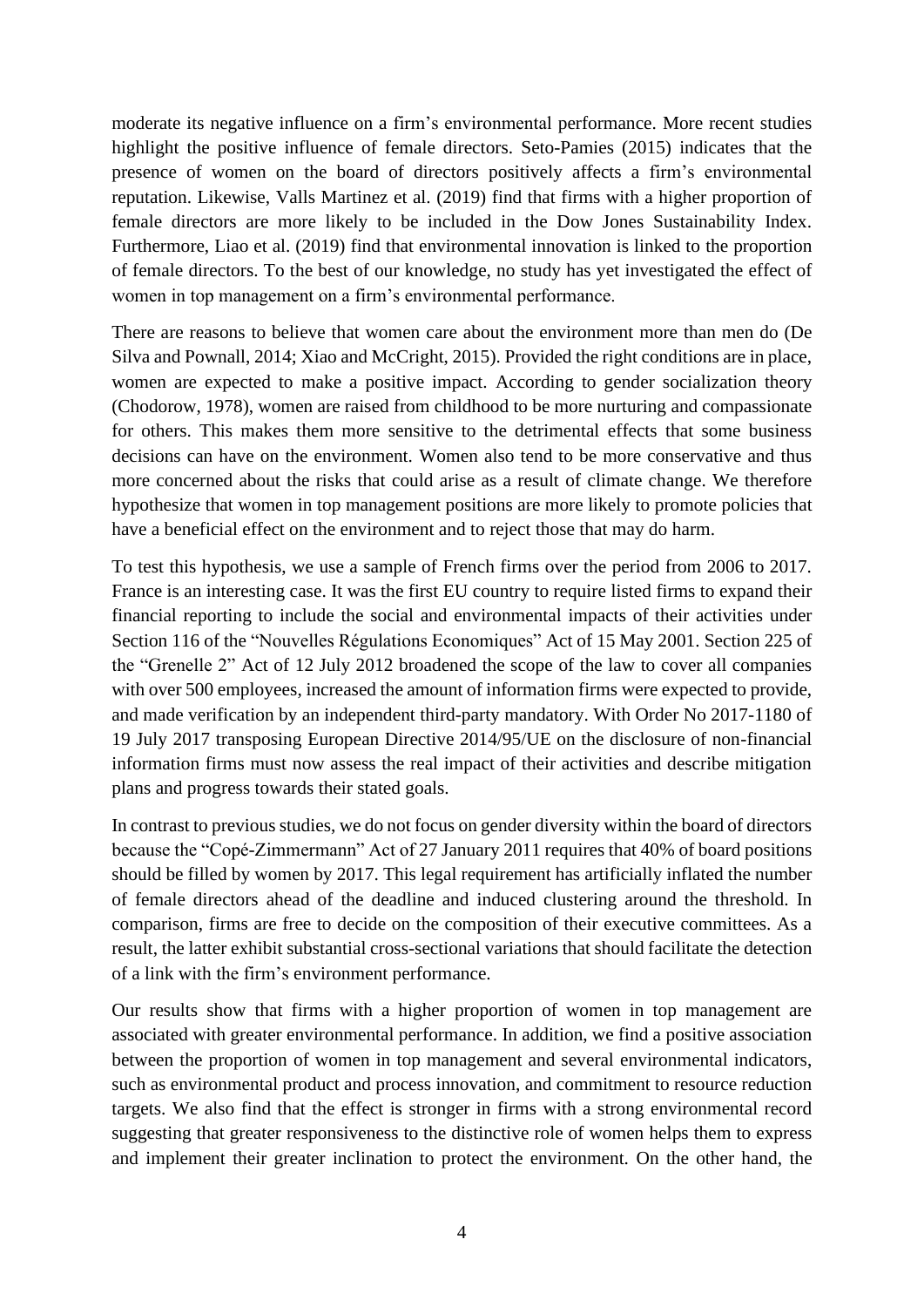moderate its negative influence on a firm's environmental performance. More recent studies highlight the positive influence of female directors. Seto-Pamies (2015) indicates that the presence of women on the board of directors positively affects a firm's environmental reputation. Likewise, Valls Martinez et al. (2019) find that firms with a higher proportion of female directors are more likely to be included in the Dow Jones Sustainability Index. Furthermore, Liao et al. (2019) find that environmental innovation is linked to the proportion of female directors. To the best of our knowledge, no study has yet investigated the effect of women in top management on a firm's environmental performance.

There are reasons to believe that women care about the environment more than men do (De Silva and Pownall, 2014; Xiao and McCright, 2015). Provided the right conditions are in place, women are expected to make a positive impact. According to gender socialization theory (Chodorow, 1978), women are raised from childhood to be more nurturing and compassionate for others. This makes them more sensitive to the detrimental effects that some business decisions can have on the environment. Women also tend to be more conservative and thus more concerned about the risks that could arise as a result of climate change. We therefore hypothesize that women in top management positions are more likely to promote policies that have a beneficial effect on the environment and to reject those that may do harm.

To test this hypothesis, we use a sample of French firms over the period from 2006 to 2017. France is an interesting case. It was the first EU country to require listed firms to expand their financial reporting to include the social and environmental impacts of their activities under Section 116 of the "Nouvelles Régulations Economiques" Act of 15 May 2001. Section 225 of the "Grenelle 2" Act of 12 July 2012 broadened the scope of the law to cover all companies with over 500 employees, increased the amount of information firms were expected to provide, and made verification by an independent third-party mandatory. With Order No 2017-1180 of 19 July 2017 transposing European Directive 2014/95/UE on the disclosure of non-financial information firms must now assess the real impact of their activities and describe mitigation plans and progress towards their stated goals.

In contrast to previous studies, we do not focus on gender diversity within the board of directors because the "Copé-Zimmermann" Act of 27 January 2011 requires that 40% of board positions should be filled by women by 2017. This legal requirement has artificially inflated the number of female directors ahead of the deadline and induced clustering around the threshold. In comparison, firms are free to decide on the composition of their executive committees. As a result, the latter exhibit substantial cross-sectional variations that should facilitate the detection of a link with the firm's environment performance.

Our results show that firms with a higher proportion of women in top management are associated with greater environmental performance. In addition, we find a positive association between the proportion of women in top management and several environmental indicators, such as environmental product and process innovation, and commitment to resource reduction targets. We also find that the effect is stronger in firms with a strong environmental record suggesting that greater responsiveness to the distinctive role of women helps them to express and implement their greater inclination to protect the environment. On the other hand, the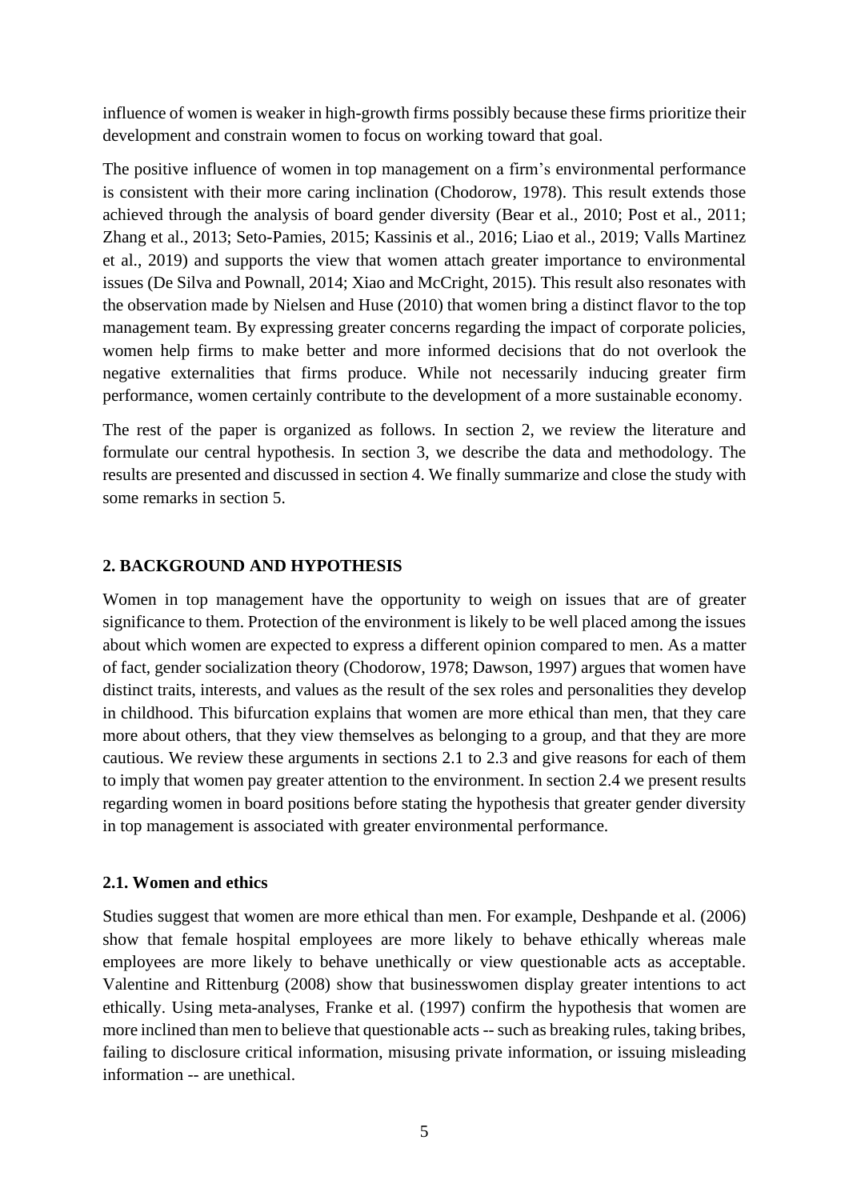influence of women is weaker in high-growth firms possibly because these firms prioritize their development and constrain women to focus on working toward that goal.

The positive influence of women in top management on a firm's environmental performance is consistent with their more caring inclination (Chodorow, 1978). This result extends those achieved through the analysis of board gender diversity (Bear et al., 2010; Post et al., 2011; Zhang et al., 2013; Seto-Pamies, 2015; Kassinis et al., 2016; Liao et al., 2019; Valls Martinez et al., 2019) and supports the view that women attach greater importance to environmental issues (De Silva and Pownall, 2014; Xiao and McCright, 2015). This result also resonates with the observation made by Nielsen and Huse (2010) that women bring a distinct flavor to the top management team. By expressing greater concerns regarding the impact of corporate policies, women help firms to make better and more informed decisions that do not overlook the negative externalities that firms produce. While not necessarily inducing greater firm performance, women certainly contribute to the development of a more sustainable economy.

The rest of the paper is organized as follows. In section 2, we review the literature and formulate our central hypothesis. In section 3, we describe the data and methodology. The results are presented and discussed in section 4. We finally summarize and close the study with some remarks in section 5.

## 2. BACKGROUND AND HYPOTHESIS

Women in top management have the opportunity to weigh on issues that are of greater significance to them. Protection of the environment is likely to be well placed among the issues about which women are expected to express a different opinion compared to men. As a matter of fact, gender socialization theory (Chodorow, 1978; Dawson, 1997) argues that women have distinct traits, interests, and values as the result of the sex roles and personalities they develop in childhood. This bifurcation explains that women are more ethical than men, that they care more about others, that they view themselves as belonging to a group, and that they are more cautious. We review these arguments in sections 2.1 to 2.3 and give reasons for each of them to imply that women pay greater attention to the environment. In section 2.4 we present results regarding women in board positions before stating the hypothesis that greater gender diversity in top management is associated with greater environmental performance.

### 2.1. Women and ethics

Studies suggest that women are more ethical than men. For example, Deshpande et al. (2006) show that female hospital employees are more likely to behave ethically whereas male employees are more likely to behave unethically or view questionable acts as acceptable. Valentine and Rittenburg (2008) show that businesswomen display greater intentions to act ethically. Using meta-analyses, Franke et al. (1997) confirm the hypothesis that women are more inclined than men to believe that questionable acts -- such as breaking rules, taking bribes, failing to disclosure critical information, misusing private information, or issuing misleading information -- are unethical.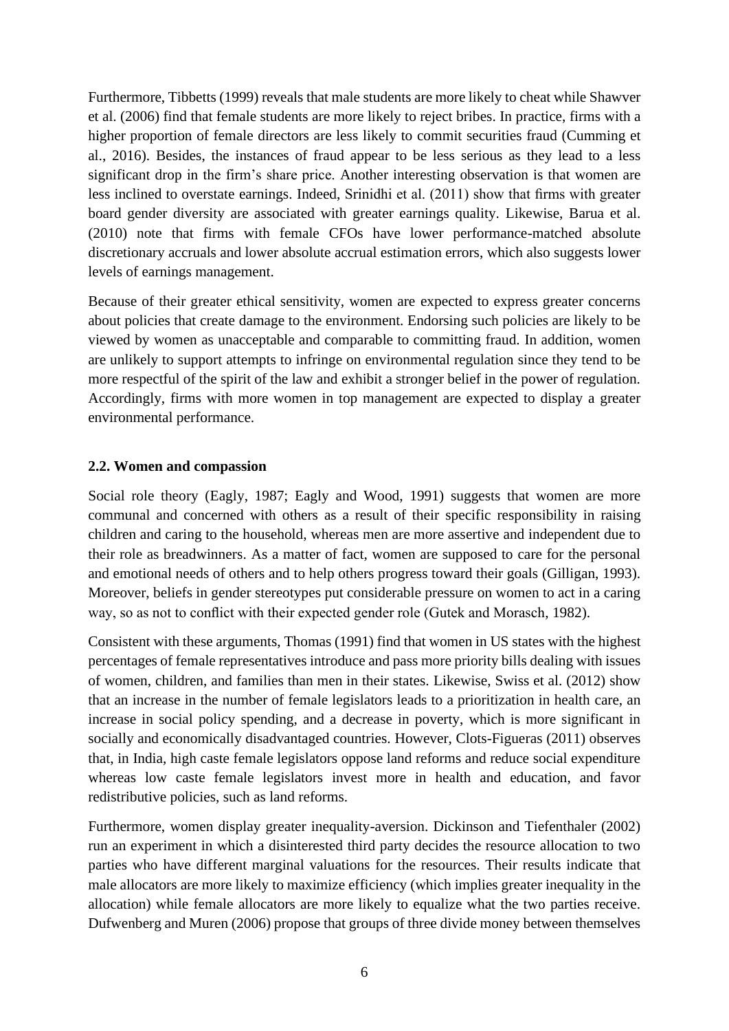Furthermore, Tibbetts (1999) reveals that male students are more likely to cheat while Shawver et al. (2006) find that female students are more likely to reject bribes. In practice, firms with a higher proportion of female directors are less likely to commit securities fraud (Cumming et al., 2016). Besides, the instances of fraud appear to be less serious as they lead to a less significant drop in the firm's share price. Another interesting observation is that women are less inclined to overstate earnings. Indeed, Srinidhi et al. (2011) show that firms with greater board gender diversity are associated with greater earnings quality. Likewise, Barua et al. (2010) note that firms with female CFOs have lower performance-matched absolute discretionary accruals and lower absolute accrual estimation errors, which also suggests lower levels of earnings management.

Because of their greater ethical sensitivity, women are expected to express greater concerns about policies that create damage to the environment. Endorsing such policies are likely to be viewed by women as unacceptable and comparable to committing fraud. In addition, women are unlikely to support attempts to infringe on environmental regulation since they tend to be more respectful of the spirit of the law and exhibit a stronger belief in the power of regulation. Accordingly, firms with more women in top management are expected to display a greater environmental performance.

### 2.2. Women and compassion

Social role theory (Eagly, 1987; Eagly and Wood, 1991) suggests that women are more communal and concerned with others as a result of their specific responsibility in raising children and caring to the household, whereas men are more assertive and independent due to their role as breadwinners. As a matter of fact, women are supposed to care for the personal and emotional needs of others and to help others progress toward their goals (Gilligan, 1993). Moreover, beliefs in gender stereotypes put considerable pressure on women to act in a caring way, so as not to conflict with their expected gender role (Gutek and Morasch, 1982).

Consistent with these arguments, Thomas (1991) find that women in US states with the highest percentages of female representatives introduce and pass more priority bills dealing with issues of women, children, and families than men in their states. Likewise, Swiss et al. (2012) show that an increase in the number of female legislators leads to a prioritization in health care, an increase in social policy spending, and a decrease in poverty, which is more significant in socially and economically disadvantaged countries. However, Clots-Figueras (2011) observes that, in India, high caste female legislators oppose land reforms and reduce social expenditure whereas low caste female legislators invest more in health and education, and favor redistributive policies, such as land reforms.

Furthermore, women display greater inequality-aversion. Dickinson and Tiefenthaler (2002) run an experiment in which a disinterested third party decides the resource allocation to two parties who have different marginal valuations for the resources. Their results indicate that male allocators are more likely to maximize efficiency (which implies greater inequality in the allocation) while female allocators are more likely to equalize what the two parties receive. Dufwenberg and Muren (2006) propose that groups of three divide money between themselves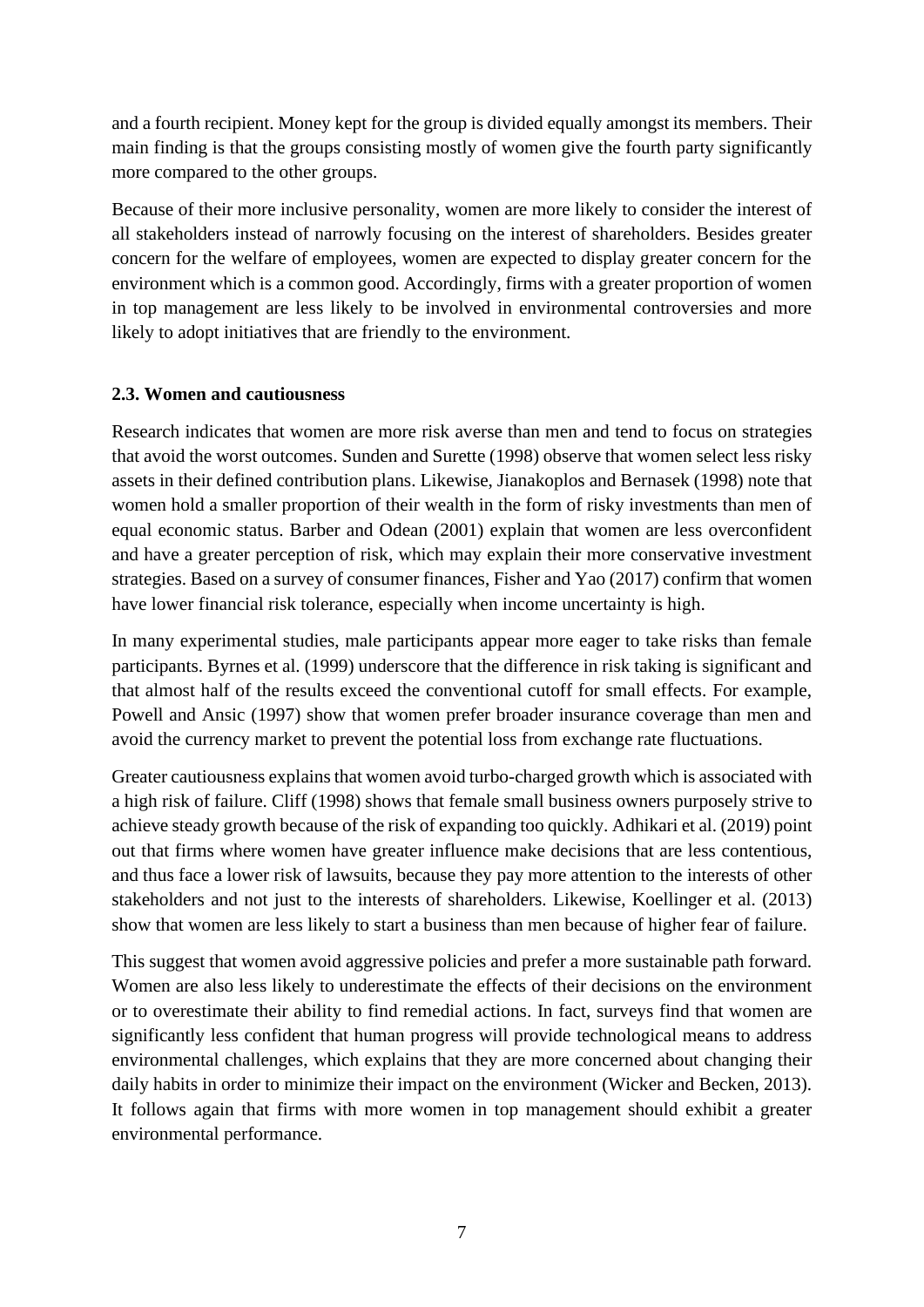and a fourth recipient. Money kept for the group is divided equally amongst its members. Their main finding is that the groups consisting mostly of women give the fourth party significantly more compared to the other groups.

Because of their more inclusive personality, women are more likely to consider the interest of all stakeholders instead of narrowly focusing on the interest of shareholders. Besides greater concern for the welfare of employees, women are expected to display greater concern for the environment which is a common good. Accordingly, firms with a greater proportion of women in top management are less likely to be involved in environmental controversies and more likely to adopt initiatives that are friendly to the environment.

### 2.3. Women and cautiousness

Research indicates that women are more risk averse than men and tend to focus on strategies that avoid the worst outcomes. Sunden and Surette (1998) observe that women select less risky assets in their defined contribution plans. Likewise, Jianakoplos and Bernasek (1998) note that women hold a smaller proportion of their wealth in the form of risky investments than men of equal economic status. Barber and Odean (2001) explain that women are less overconfident and have a greater perception of risk, which may explain their more conservative investment strategies. Based on a survey of consumer finances, Fisher and Yao (2017) confirm that women have lower financial risk tolerance, especially when income uncertainty is high.

In many experimental studies, male participants appear more eager to take risks than female participants. Byrnes et al. (1999) underscore that the difference in risk taking is significant and that almost half of the results exceed the conventional cutoff for small effects. For example, Powell and Ansic (1997) show that women prefer broader insurance coverage than men and avoid the currency market to prevent the potential loss from exchange rate fluctuations.

Greater cautiousness explains that women avoid turbo-charged growth which is associated with a high risk of failure. Cliff (1998) shows that female small business owners purposely strive to achieve steady growth because of the risk of expanding too quickly. Adhikari et al. (2019) point out that firms where women have greater influence make decisions that are less contentious, and thus face a lower risk of lawsuits, because they pay more attention to the interests of other stakeholders and not just to the interests of shareholders. Likewise, Koellinger et al. (2013) show that women are less likely to start a business than men because of higher fear of failure.

This suggest that women avoid aggressive policies and prefer a more sustainable path forward. Women are also less likely to underestimate the effects of their decisions on the environment or to overestimate their ability to find remedial actions. In fact, surveys find that women are significantly less confident that human progress will provide technological means to address environmental challenges, which explains that they are more concerned about changing their daily habits in order to minimize their impact on the environment (Wicker and Becken, 2013). It follows again that firms with more women in top management should exhibit a greater environmental performance.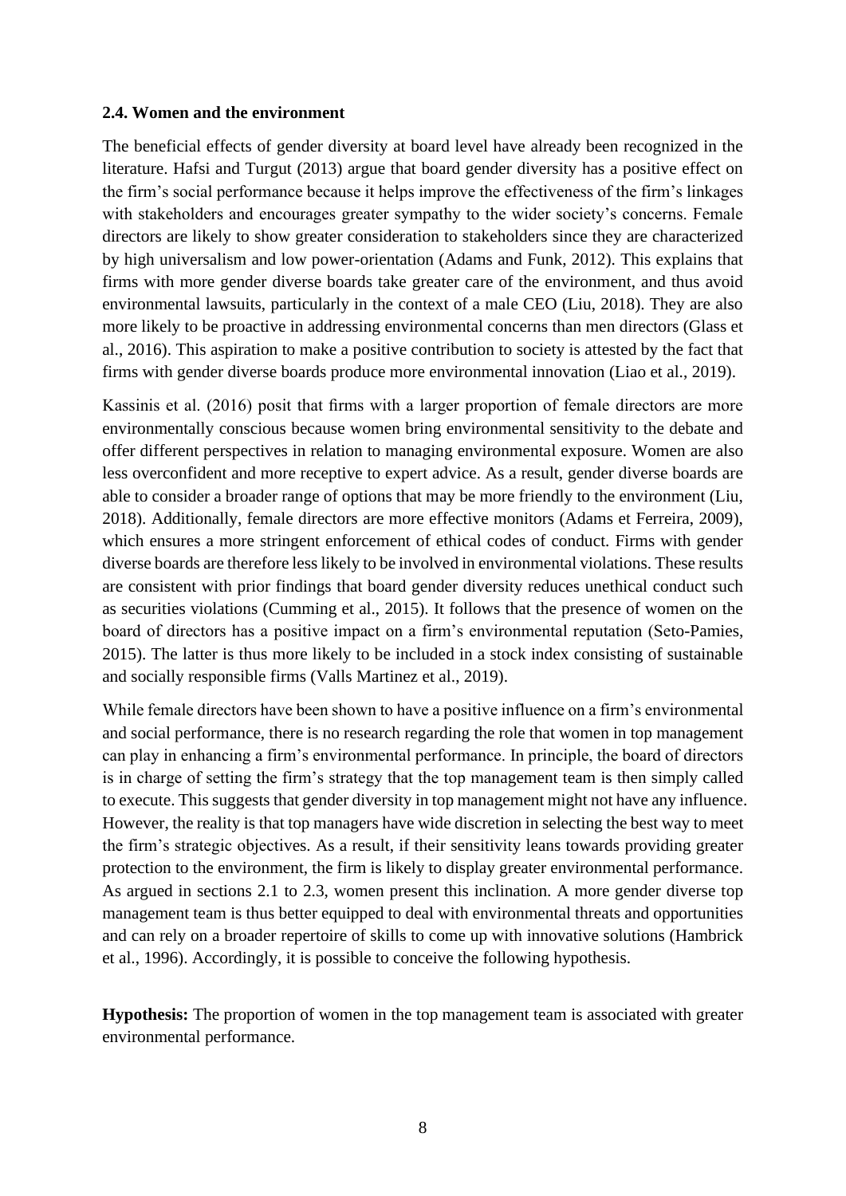### 2.4. Women and the environment

The beneficial effects of gender diversity at board level have already been recognized in the literature. Hafsi and Turgut (2013) argue that board gender diversity has a positive effect on the firm's social performance because it helps improve the effectiveness of the firm's linkages with stakeholders and encourages greater sympathy to the wider society's concerns. Female directors are likely to show greater consideration to stakeholders since they are characterized by high universalism and low power-orientation (Adams and Funk, 2012). This explains that firms with more gender diverse boards take greater care of the environment, and thus avoid environmental lawsuits, particularly in the context of a male CEO (Liu, 2018). They are also more likely to be proactive in addressing environmental concerns than men directors (Glass et al., 2016). This aspiration to make a positive contribution to society is attested by the fact that firms with gender diverse boards produce more environmental innovation (Liao et al., 2019).

Kassinis et al. (2016) posit that firms with a larger proportion of female directors are more environmentally conscious because women bring environmental sensitivity to the debate and offer different perspectives in relation to managing environmental exposure. Women are also less overconfident and more receptive to expert advice. As a result, gender diverse boards are able to consider a broader range of options that may be more friendly to the environment (Liu, 2018). Additionally, female directors are more effective monitors (Adams et Ferreira, 2009), which ensures a more stringent enforcement of ethical codes of conduct. Firms with gender diverse boards are therefore less likely to be involved in environmental violations. These results are consistent with prior findings that board gender diversity reduces unethical conduct such as securities violations (Cumming et al., 2015). It follows that the presence of women on the board of directors has a positive impact on a firm's environmental reputation (Seto-Pamies, 2015). The latter is thus more likely to be included in a stock index consisting of sustainable and socially responsible firms (Valls Martinez et al., 2019).

While female directors have been shown to have a positive influence on a firm's environmental and social performance, there is no research regarding the role that women in top management can play in enhancing a firm's environmental performance. In principle, the board of directors is in charge of setting the firm's strategy that the top management team is then simply called to execute. This suggests that gender diversity in top management might not have any influence. However, the reality is that top managers have wide discretion in selecting the best way to meet the firm's strategic objectives. As a result, if their sensitivity leans towards providing greater protection to the environment, the firm is likely to display greater environmental performance. As argued in sections 2.1 to 2.3, women present this inclination. A more gender diverse top management team is thus better equipped to deal with environmental threats and opportunities and can rely on a broader repertoire of skills to come up with innovative solutions (Hambrick et al., 1996). Accordingly, it is possible to conceive the following hypothesis.

**Hypothesis:** The proportion of women in the top management team is associated with greater environmental performance.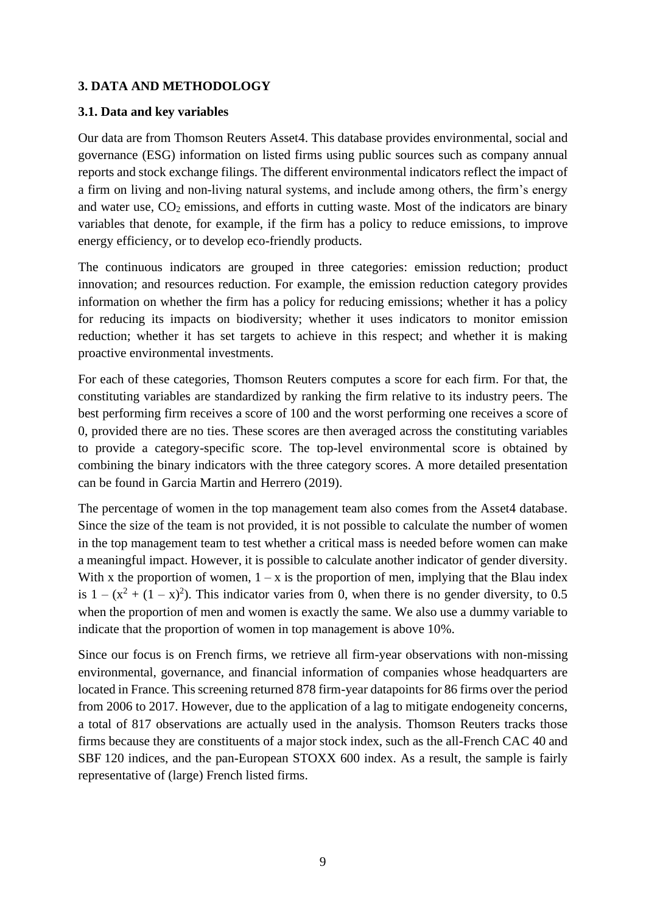## 3. DATA AND METHODOLOGY

### 3.1. Data and key variables

Our data are from Thomson Reuters Asset4. This database provides environmental, social and governance (ESG) information on listed firms using public sources such as company annual reports and stock exchange filings. The different environmental indicators reflect the impact of a firm on living and non-living natural systems, and include among others, the firm's energy and water use, $CO_2$ emissions, and efforts in cutting waste. Most of the indicators are binary variables that denote, for example, if the firm has a policy to reduce emissions, to improve energy efficiency, or to develop eco-friendly products.

The continuous indicators are grouped in three categories: emission reduction; product innovation; and resources reduction. For example, the emission reduction category provides information on whether the firm has a policy for reducing emissions; whether it has a policy for reducing its impacts on biodiversity; whether it uses indicators to monitor emission reduction; whether it has set targets to achieve in this respect; and whether it is making proactive environmental investments.

For each of these categories, Thomson Reuters computes a score for each firm. For that, the constituting variables are standardized by ranking the firm relative to its industry peers. The best performing firm receives a score of 100 and the worst performing one receives a score of 0, provided there are no ties. These scores are then averaged across the constituting variables to provide a category-specific score. The top-level environmental score is obtained by combining the binary indicators with the three category scores. A more detailed presentation can be found in Garcia Martin and Herrero (2019).

The percentage of women in the top management team also comes from the Asset4 database. Since the size of the team is not provided, it is not possible to calculate the number of women in the top management team to test whether a critical mass is needed before women can make a meaningful impact. However, it is possible to calculate another indicator of gender diversity. With x the proportion of women, $1 - x$ is the proportion of men, implying that the Blau index is $1 - (x^2 + (1 - x)^2)$. This indicator varies from 0, when there is no gender diversity, to 0.5 when the proportion of men and women is exactly the same. We also use a dummy variable to indicate that the proportion of women in top management is above 10%.

Since our focus is on French firms, we retrieve all firm-year observations with non-missing environmental, governance, and financial information of companies whose headquarters are located in France. This screening returned 878 firm-year datapoints for 86 firms over the period from 2006 to 2017. However, due to the application of a lag to mitigate endogeneity concerns, a total of 817 observations are actually used in the analysis. Thomson Reuters tracks those firms because they are constituents of a major stock index, such as the all-French CAC 40 and SBF 120 indices, and the pan-European STOXX 600 index. As a result, the sample is fairly representative of (large) French listed firms.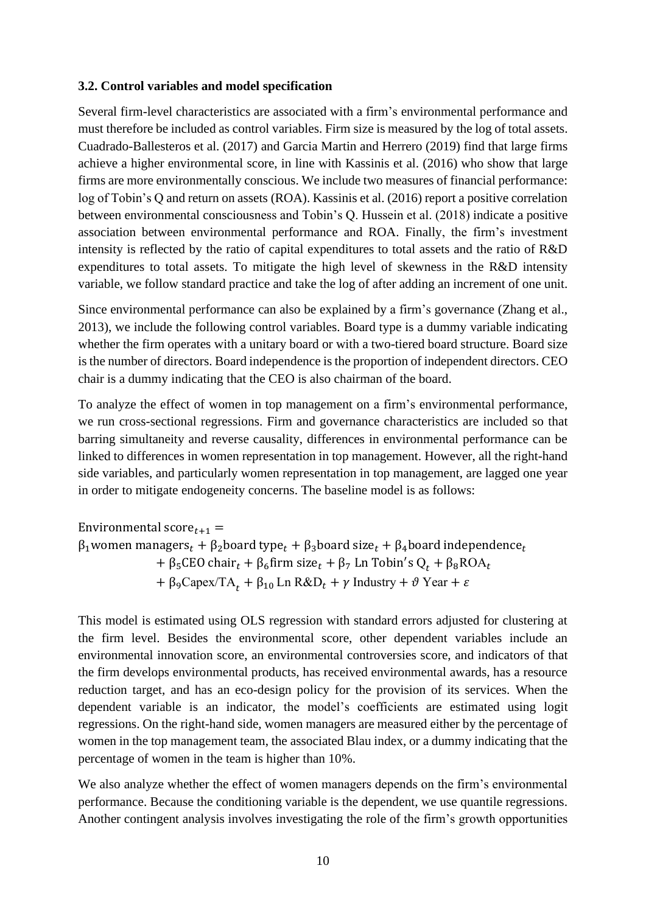### 3.2. Control variables and model specification

Several firm-level characteristics are associated with a firm's environmental performance and must therefore be included as control variables. Firm size is measured by the log of total assets. Cuadrado-Ballesteros et al. (2017) and Garcia Martin and Herrero (2019) find that large firms achieve a higher environmental score, in line with Kassinis et al. (2016) who show that large firms are more environmentally conscious. We include two measures of financial performance: log of Tobin's Q and return on assets (ROA). Kassinis et al. (2016) report a positive correlation between environmental consciousness and Tobin's Q. Hussein et al. (2018) indicate a positive association between environmental performance and ROA. Finally, the firm's investment intensity is reflected by the ratio of capital expenditures to total assets and the ratio of R&D expenditures to total assets. To mitigate the high level of skewness in the R&D intensity variable, we follow standard practice and take the log of after adding an increment of one unit.

Since environmental performance can also be explained by a firm's governance (Zhang et al., 2013), we include the following control variables. Board type is a dummy variable indicating whether the firm operates with a unitary board or with a two-tiered board structure. Board size is the number of directors. Board independence is the proportion of independent directors. CEO chair is a dummy indicating that the CEO is also chairman of the board.

To analyze the effect of women in top management on a firm's environmental performance, we run cross-sectional regressions. Firm and governance characteristics are included so that barring simultaneity and reverse causality, differences in environmental performance can be linked to differences in women representation in top management. However, all the right-hand side variables, and particularly women representation in top management, are lagged one year in order to mitigate endogeneity concerns. The baseline model is as follows:

$$
\begin{aligned}
\text{Environmental score}_{t+1} = {} & \\
& \beta_1 \text{women managers}_t + \beta_2 \text{board type}_t + \beta_3 \text{board size}_t + \beta_4 \text{board independence}_t \\
& + \beta_5 \text{CEO chair}_t + \beta_6 \text{firm size}_t + \beta_7 \text{ Ln Tobin's Q}_t + \beta_8 \text{ROA}_t \\
& + \beta_9 \text{Capex/TA}_t + \beta_{10} \text{ Ln R\&D}_t + \gamma \text{ Industry} + \vartheta \text{ Year} + \varepsilon
\end{aligned}
$$

This model is estimated using OLS regression with standard errors adjusted for clustering at the firm level. Besides the environmental score, other dependent variables include an environmental innovation score, an environmental controversies score, and indicators of that the firm develops environmental products, has received environmental awards, has a resource reduction target, and has an eco-design policy for the provision of its services. When the dependent variable is an indicator, the model's coefficients are estimated using logit regressions. On the right-hand side, women managers are measured either by the percentage of women in the top management team, the associated Blau index, or a dummy indicating that the percentage of women in the team is higher than 10%.

We also analyze whether the effect of women managers depends on the firm's environmental performance. Because the conditioning variable is the dependent, we use quantile regressions. Another contingent analysis involves investigating the role of the firm's growth opportunities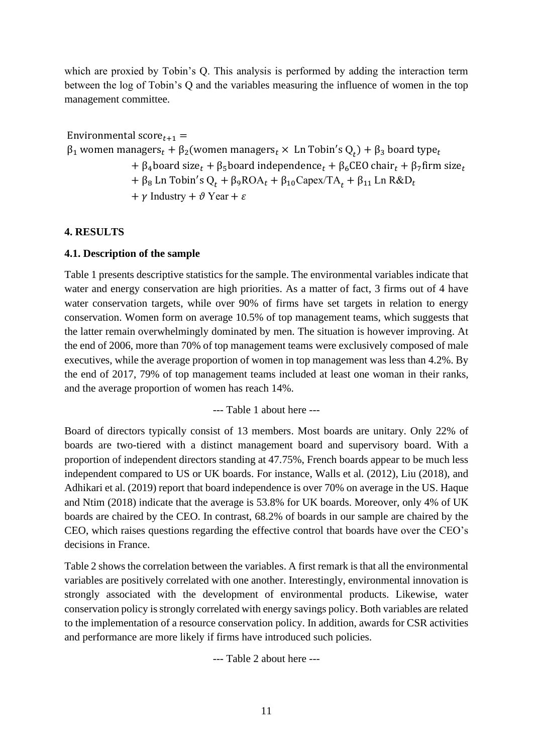which are proxied by Tobin's Q. This analysis is performed by adding the interaction term between the log of Tobin's Q and the variables measuring the influence of women in the top management committee.

$$
\begin{aligned}
&\text{Environmental score}_{t+1} = \\
&\beta_1 \text{ women managers}_t + \beta_2(\text{women managers}_t \times \text{ Ln Tobin's Q}_t) + \beta_3 \text{ board type}_t \\
&\quad + \beta_4 \text{board size}_t + \beta_5 \text{board independence}_t + \beta_6 \text{CEO chair}_t + \beta_7 \text{firm size}_t \\
&\quad + \beta_8 \text{ Ln Tobin's Q}_t + \beta_9 \text{ROA}_t + \beta_{10} \text{Capex/TA}_t + \beta_{11} \text{ Ln R\&D}_t \\
&\quad + \gamma \text{ Industry} + \vartheta \text{ Year} + \varepsilon
\end{aligned}
$$

## 4. RESULTS

### 4.1. Description of the sample

Table 1 presents descriptive statistics for the sample. The environmental variables indicate that water and energy conservation are high priorities. As a matter of fact, 3 firms out of 4 have water conservation targets, while over 90% of firms have set targets in relation to energy conservation. Women form on average 10.5% of top management teams, which suggests that the latter remain overwhelmingly dominated by men. The situation is however improving. At the end of 2006, more than 70% of top management teams were exclusively composed of male executives, while the average proportion of women in top management was less than 4.2%. By the end of 2017, 79% of top management teams included at least one woman in their ranks, and the average proportion of women has reach 14%.

--- Table 1 about here ---

Board of directors typically consist of 13 members. Most boards are unitary. Only 22% of boards are two-tiered with a distinct management board and supervisory board. With a proportion of independent directors standing at 47.75%, French boards appear to be much less independent compared to US or UK boards. For instance, Walls et al. (2012), Liu (2018), and Adhikari et al. (2019) report that board independence is over 70% on average in the US. Haque and Ntim (2018) indicate that the average is 53.8% for UK boards. Moreover, only 4% of UK boards are chaired by the CEO. In contrast, 68.2% of boards in our sample are chaired by the CEO, which raises questions regarding the effective control that boards have over the CEO's decisions in France.

Table 2 shows the correlation between the variables. A first remark is that all the environmental variables are positively correlated with one another. Interestingly, environmental innovation is strongly associated with the development of environmental products. Likewise, water conservation policy is strongly correlated with energy savings policy. Both variables are related to the implementation of a resource conservation policy. In addition, awards for CSR activities and performance are more likely if firms have introduced such policies.

--- Table 2 about here ---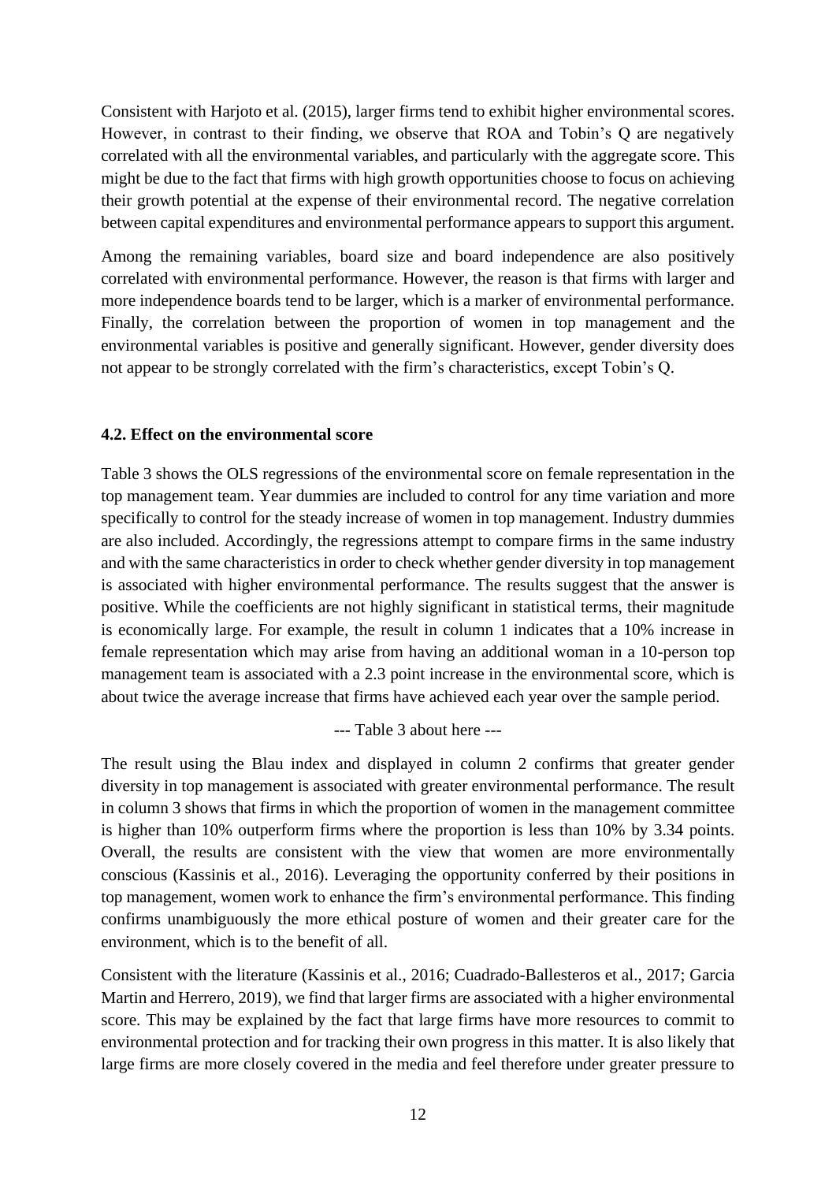Consistent with Harjoto et al. (2015), larger firms tend to exhibit higher environmental scores. However, in contrast to their finding, we observe that ROA and Tobin's Q are negatively correlated with all the environmental variables, and particularly with the aggregate score. This might be due to the fact that firms with high growth opportunities choose to focus on achieving their growth potential at the expense of their environmental record. The negative correlation between capital expenditures and environmental performance appears to support this argument.

Among the remaining variables, board size and board independence are also positively correlated with environmental performance. However, the reason is that firms with larger and more independence boards tend to be larger, which is a marker of environmental performance. Finally, the correlation between the proportion of women in top management and the environmental variables is positive and generally significant. However, gender diversity does not appear to be strongly correlated with the firm's characteristics, except Tobin's Q.

### 4.2. Effect on the environmental score

Table 3 shows the OLS regressions of the environmental score on female representation in the top management team. Year dummies are included to control for any time variation and more specifically to control for the steady increase of women in top management. Industry dummies are also included. Accordingly, the regressions attempt to compare firms in the same industry and with the same characteristics in order to check whether gender diversity in top management is associated with higher environmental performance. The results suggest that the answer is positive. While the coefficients are not highly significant in statistical terms, their magnitude is economically large. For example, the result in column 1 indicates that a 10% increase in female representation which may arise from having an additional woman in a 10-person top management team is associated with a 2.3 point increase in the environmental score, which is about twice the average increase that firms have achieved each year over the sample period.

--- Table 3 about here ---

The result using the Blau index and displayed in column 2 confirms that greater gender diversity in top management is associated with greater environmental performance. The result in column 3 shows that firms in which the proportion of women in the management committee is higher than 10% outperform firms where the proportion is less than 10% by 3.34 points. Overall, the results are consistent with the view that women are more environmentally conscious (Kassinis et al., 2016). Leveraging the opportunity conferred by their positions in top management, women work to enhance the firm's environmental performance. This finding confirms unambiguously the more ethical posture of women and their greater care for the environment, which is to the benefit of all.

Consistent with the literature (Kassinis et al., 2016; Cuadrado-Ballesteros et al., 2017; Garcia Martin and Herrero, 2019), we find that larger firms are associated with a higher environmental score. This may be explained by the fact that large firms have more resources to commit to environmental protection and for tracking their own progress in this matter. It is also likely that large firms are more closely covered in the media and feel therefore under greater pressure to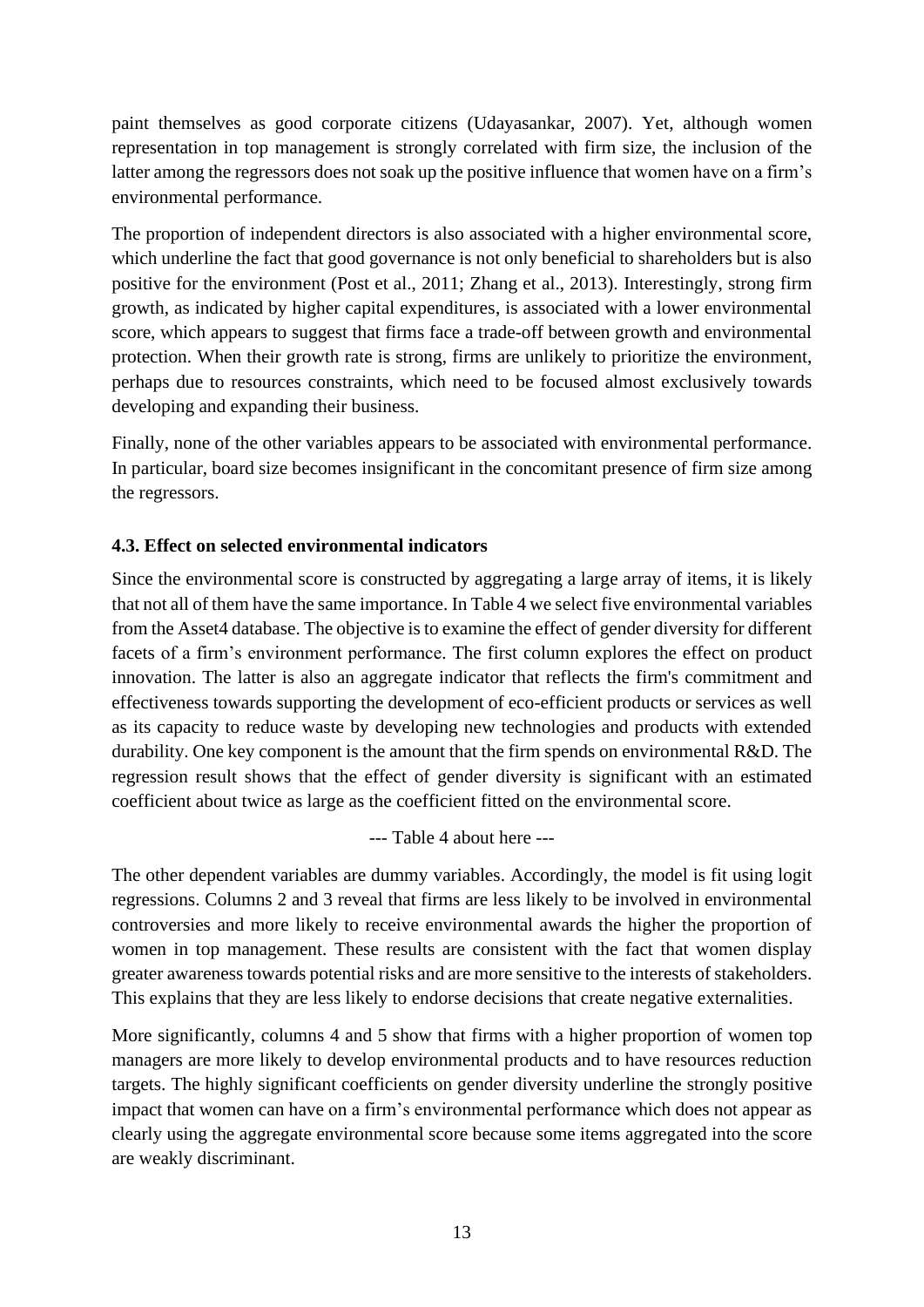paint themselves as good corporate citizens (Udayasankar, 2007). Yet, although women representation in top management is strongly correlated with firm size, the inclusion of the latter among the regressors does not soak up the positive influence that women have on a firm's environmental performance.

The proportion of independent directors is also associated with a higher environmental score, which underline the fact that good governance is not only beneficial to shareholders but is also positive for the environment (Post et al., 2011; Zhang et al., 2013). Interestingly, strong firm growth, as indicated by higher capital expenditures, is associated with a lower environmental score, which appears to suggest that firms face a trade-off between growth and environmental protection. When their growth rate is strong, firms are unlikely to prioritize the environment, perhaps due to resources constraints, which need to be focused almost exclusively towards developing and expanding their business.

Finally, none of the other variables appears to be associated with environmental performance. In particular, board size becomes insignificant in the concomitant presence of firm size among the regressors.

### 4.3. Effect on selected environmental indicators

Since the environmental score is constructed by aggregating a large array of items, it is likely that not all of them have the same importance. In Table 4 we select five environmental variables from the Asset4 database. The objective is to examine the effect of gender diversity for different facets of a firm's environment performance. The first column explores the effect on product innovation. The latter is also an aggregate indicator that reflects the firm's commitment and effectiveness towards supporting the development of eco-efficient products or services as well as its capacity to reduce waste by developing new technologies and products with extended durability. One key component is the amount that the firm spends on environmental R&D. The regression result shows that the effect of gender diversity is significant with an estimated coefficient about twice as large as the coefficient fitted on the environmental score.

--- Table 4 about here ---

The other dependent variables are dummy variables. Accordingly, the model is fit using logit regressions. Columns 2 and 3 reveal that firms are less likely to be involved in environmental controversies and more likely to receive environmental awards the higher the proportion of women in top management. These results are consistent with the fact that women display greater awareness towards potential risks and are more sensitive to the interests of stakeholders. This explains that they are less likely to endorse decisions that create negative externalities.

More significantly, columns 4 and 5 show that firms with a higher proportion of women top managers are more likely to develop environmental products and to have resources reduction targets. The highly significant coefficients on gender diversity underline the strongly positive impact that women can have on a firm's environmental performance which does not appear as clearly using the aggregate environmental score because some items aggregated into the score are weakly discriminant.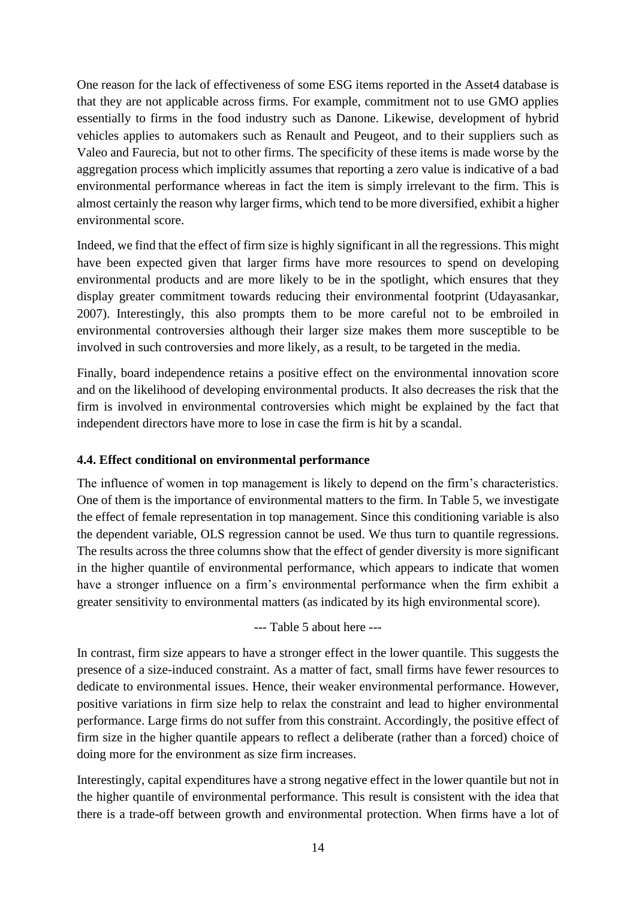One reason for the lack of effectiveness of some ESG items reported in the Asset4 database is that they are not applicable across firms. For example, commitment not to use GMO applies essentially to firms in the food industry such as Danone. Likewise, development of hybrid vehicles applies to automakers such as Renault and Peugeot, and to their suppliers such as Valeo and Faurecia, but not to other firms. The specificity of these items is made worse by the aggregation process which implicitly assumes that reporting a zero value is indicative of a bad environmental performance whereas in fact the item is simply irrelevant to the firm. This is almost certainly the reason why larger firms, which tend to be more diversified, exhibit a higher environmental score.

Indeed, we find that the effect of firm size is highly significant in all the regressions. This might have been expected given that larger firms have more resources to spend on developing environmental products and are more likely to be in the spotlight, which ensures that they display greater commitment towards reducing their environmental footprint (Udayasankar, 2007). Interestingly, this also prompts them to be more careful not to be embroiled in environmental controversies although their larger size makes them more susceptible to be involved in such controversies and more likely, as a result, to be targeted in the media.

Finally, board independence retains a positive effect on the environmental innovation score and on the likelihood of developing environmental products. It also decreases the risk that the firm is involved in environmental controversies which might be explained by the fact that independent directors have more to lose in case the firm is hit by a scandal.

### 4.4. Effect conditional on environmental performance

The influence of women in top management is likely to depend on the firm's characteristics. One of them is the importance of environmental matters to the firm. In Table 5, we investigate the effect of female representation in top management. Since this conditioning variable is also the dependent variable, OLS regression cannot be used. We thus turn to quantile regressions. The results across the three columns show that the effect of gender diversity is more significant in the higher quantile of environmental performance, which appears to indicate that women have a stronger influence on a firm's environmental performance when the firm exhibit a greater sensitivity to environmental matters (as indicated by its high environmental score).

--- Table 5 about here ---

In contrast, firm size appears to have a stronger effect in the lower quantile. This suggests the presence of a size-induced constraint. As a matter of fact, small firms have fewer resources to dedicate to environmental issues. Hence, their weaker environmental performance. However, positive variations in firm size help to relax the constraint and lead to higher environmental performance. Large firms do not suffer from this constraint. Accordingly, the positive effect of firm size in the higher quantile appears to reflect a deliberate (rather than a forced) choice of doing more for the environment as size firm increases.

Interestingly, capital expenditures have a strong negative effect in the lower quantile but not in the higher quantile of environmental performance. This result is consistent with the idea that there is a trade-off between growth and environmental protection. When firms have a lot of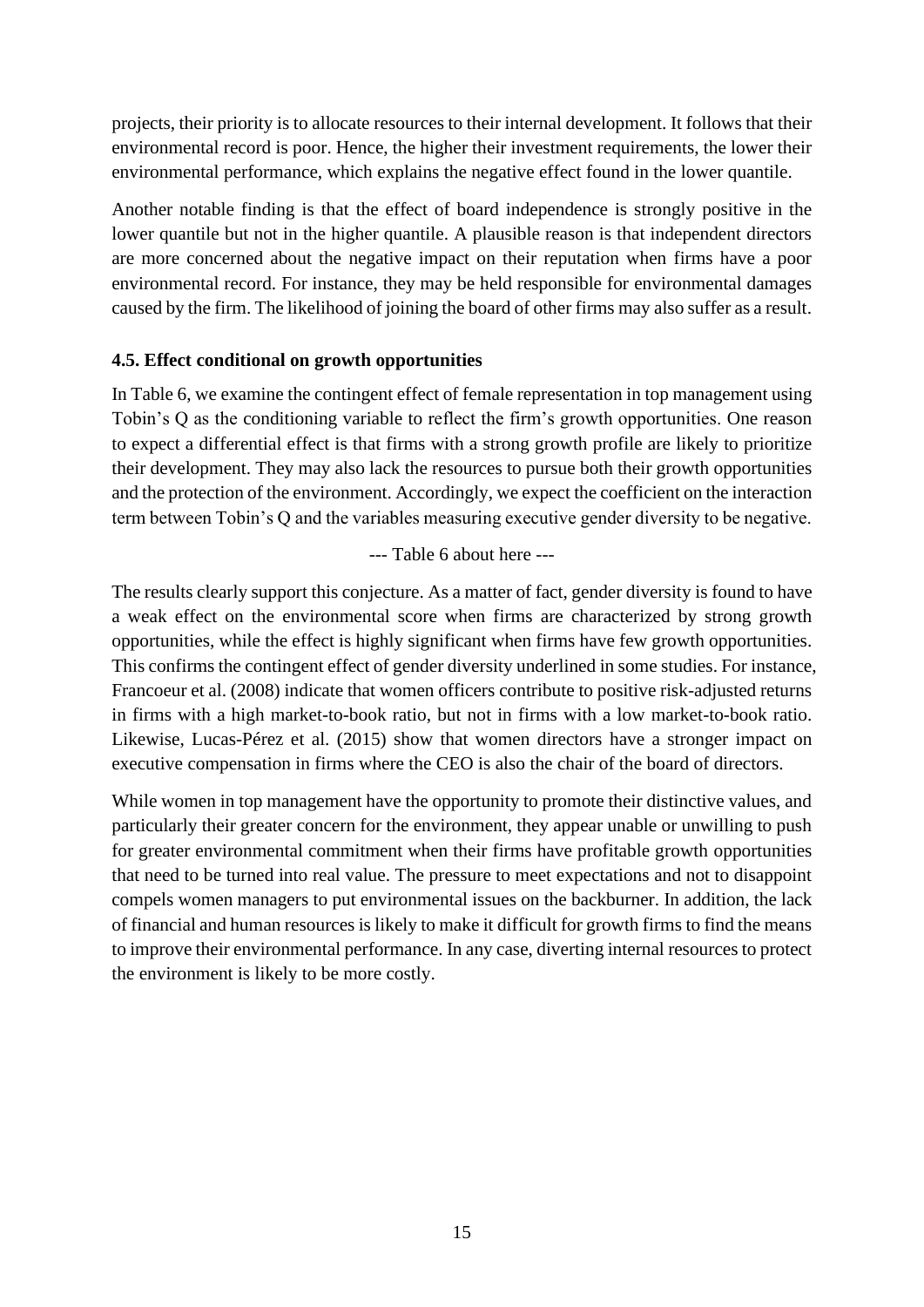projects, their priority is to allocate resources to their internal development. It follows that their environmental record is poor. Hence, the higher their investment requirements, the lower their environmental performance, which explains the negative effect found in the lower quantile.

Another notable finding is that the effect of board independence is strongly positive in the lower quantile but not in the higher quantile. A plausible reason is that independent directors are more concerned about the negative impact on their reputation when firms have a poor environmental record. For instance, they may be held responsible for environmental damages caused by the firm. The likelihood of joining the board of other firms may also suffer as a result.

### 4.5. Effect conditional on growth opportunities

In Table 6, we examine the contingent effect of female representation in top management using Tobin's Q as the conditioning variable to reflect the firm's growth opportunities. One reason to expect a differential effect is that firms with a strong growth profile are likely to prioritize their development. They may also lack the resources to pursue both their growth opportunities and the protection of the environment. Accordingly, we expect the coefficient on the interaction term between Tobin's Q and the variables measuring executive gender diversity to be negative.

--- Table 6 about here ---

The results clearly support this conjecture. As a matter of fact, gender diversity is found to have a weak effect on the environmental score when firms are characterized by strong growth opportunities, while the effect is highly significant when firms have few growth opportunities. This confirms the contingent effect of gender diversity underlined in some studies. For instance, Francoeur et al. (2008) indicate that women officers contribute to positive risk-adjusted returns in firms with a high market-to-book ratio, but not in firms with a low market-to-book ratio. Likewise, Lucas-Pérez et al. (2015) show that women directors have a stronger impact on executive compensation in firms where the CEO is also the chair of the board of directors.

While women in top management have the opportunity to promote their distinctive values, and particularly their greater concern for the environment, they appear unable or unwilling to push for greater environmental commitment when their firms have profitable growth opportunities that need to be turned into real value. The pressure to meet expectations and not to disappoint compels women managers to put environmental issues on the backburner. In addition, the lack of financial and human resources is likely to make it difficult for growth firms to find the means to improve their environmental performance. In any case, diverting internal resources to protect the environment is likely to be more costly.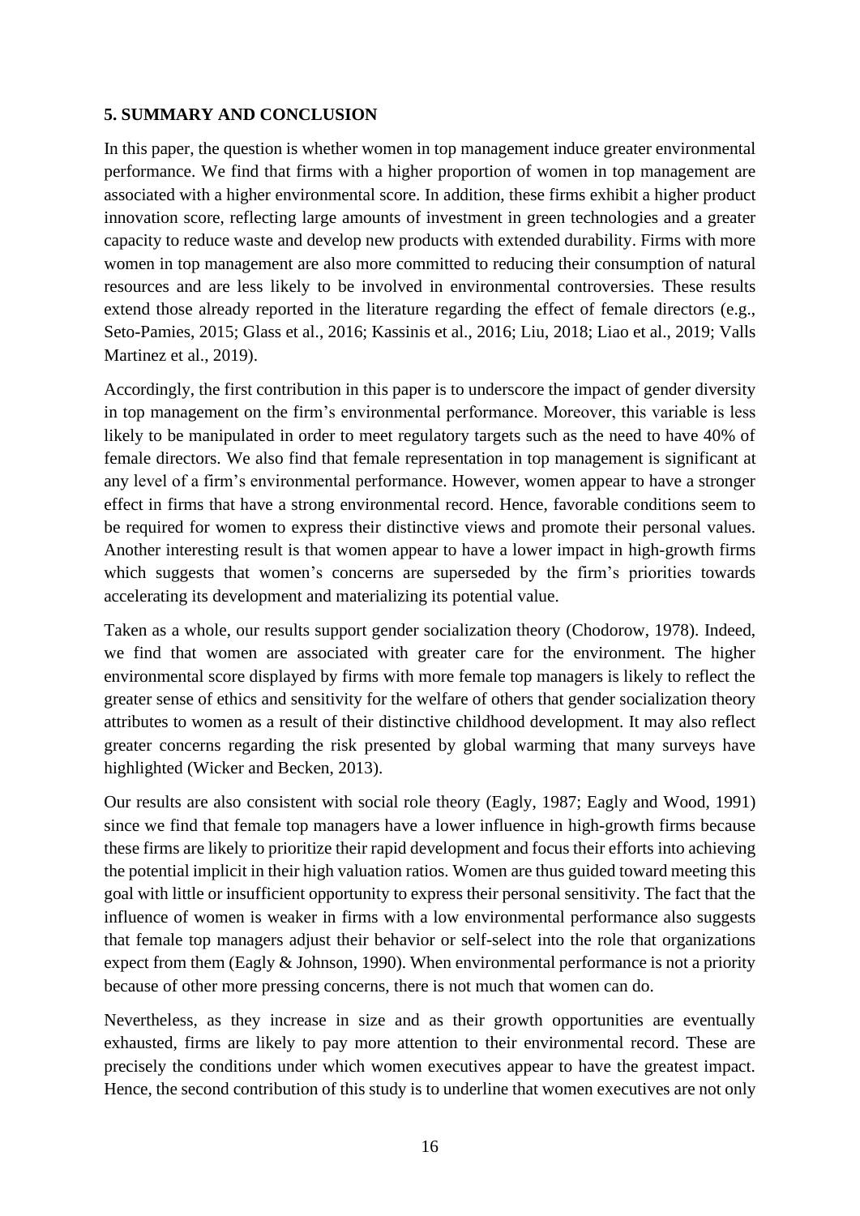## 5. SUMMARY AND CONCLUSION

In this paper, the question is whether women in top management induce greater environmental performance. We find that firms with a higher proportion of women in top management are associated with a higher environmental score. In addition, these firms exhibit a higher product innovation score, reflecting large amounts of investment in green technologies and a greater capacity to reduce waste and develop new products with extended durability. Firms with more women in top management are also more committed to reducing their consumption of natural resources and are less likely to be involved in environmental controversies. These results extend those already reported in the literature regarding the effect of female directors (e.g., Seto-Pamies, 2015; Glass et al., 2016; Kassinis et al., 2016; Liu, 2018; Liao et al., 2019; Valls Martinez et al., 2019).

Accordingly, the first contribution in this paper is to underscore the impact of gender diversity in top management on the firm's environmental performance. Moreover, this variable is less likely to be manipulated in order to meet regulatory targets such as the need to have 40% of female directors. We also find that female representation in top management is significant at any level of a firm's environmental performance. However, women appear to have a stronger effect in firms that have a strong environmental record. Hence, favorable conditions seem to be required for women to express their distinctive views and promote their personal values. Another interesting result is that women appear to have a lower impact in high-growth firms which suggests that women's concerns are superseded by the firm's priorities towards accelerating its development and materializing its potential value.

Taken as a whole, our results support gender socialization theory (Chodorow, 1978). Indeed, we find that women are associated with greater care for the environment. The higher environmental score displayed by firms with more female top managers is likely to reflect the greater sense of ethics and sensitivity for the welfare of others that gender socialization theory attributes to women as a result of their distinctive childhood development. It may also reflect greater concerns regarding the risk presented by global warming that many surveys have highlighted (Wicker and Becken, 2013).

Our results are also consistent with social role theory (Eagly, 1987; Eagly and Wood, 1991) since we find that female top managers have a lower influence in high-growth firms because these firms are likely to prioritize their rapid development and focus their efforts into achieving the potential implicit in their high valuation ratios. Women are thus guided toward meeting this goal with little or insufficient opportunity to express their personal sensitivity. The fact that the influence of women is weaker in firms with a low environmental performance also suggests that female top managers adjust their behavior or self-select into the role that organizations expect from them (Eagly & Johnson, 1990). When environmental performance is not a priority because of other more pressing concerns, there is not much that women can do.

Nevertheless, as they increase in size and as their growth opportunities are eventually exhausted, firms are likely to pay more attention to their environmental record. These are precisely the conditions under which women executives appear to have the greatest impact. Hence, the second contribution of this study is to underline that women executives are not only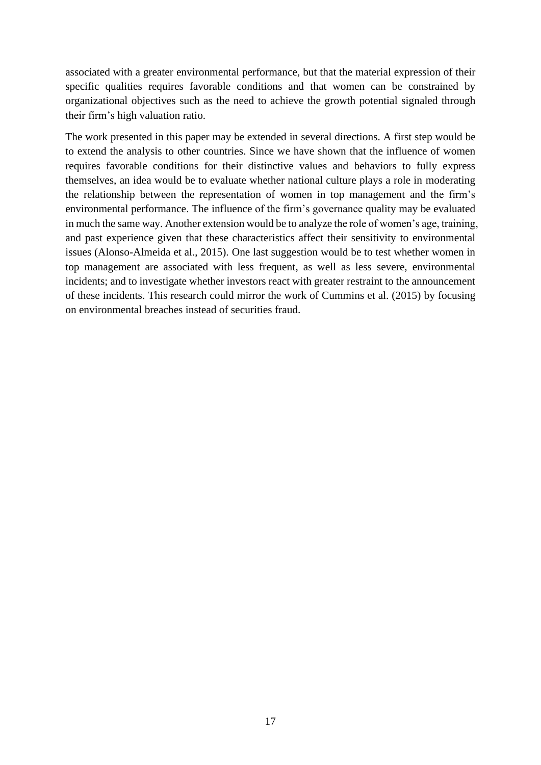associated with a greater environmental performance, but that the material expression of their specific qualities requires favorable conditions and that women can be constrained by organizational objectives such as the need to achieve the growth potential signaled through their firm's high valuation ratio.

The work presented in this paper may be extended in several directions. A first step would be to extend the analysis to other countries. Since we have shown that the influence of women requires favorable conditions for their distinctive values and behaviors to fully express themselves, an idea would be to evaluate whether national culture plays a role in moderating the relationship between the representation of women in top management and the firm's environmental performance. The influence of the firm's governance quality may be evaluated in much the same way. Another extension would be to analyze the role of women's age, training, and past experience given that these characteristics affect their sensitivity to environmental issues (Alonso-Almeida et al., 2015). One last suggestion would be to test whether women in top management are associated with less frequent, as well as less severe, environmental incidents; and to investigate whether investors react with greater restraint to the announcement of these incidents. This research could mirror the work of Cummins et al. (2015) by focusing on environmental breaches instead of securities fraud.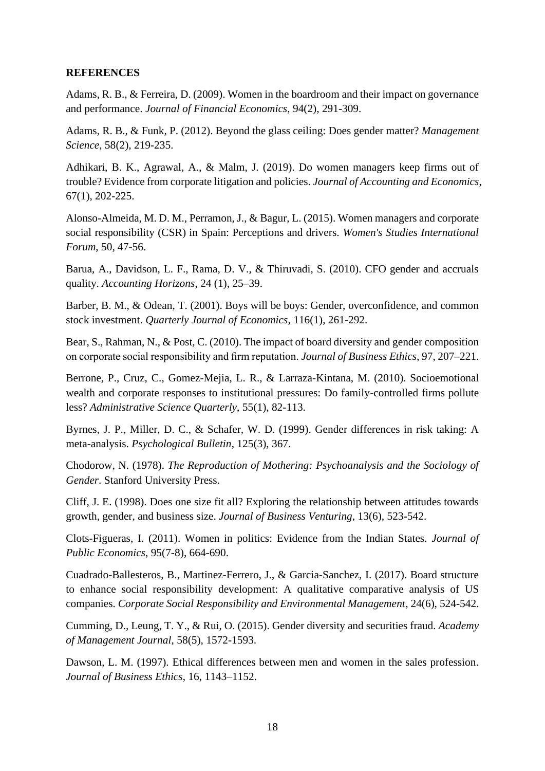**REFERENCES**

Adams, R. B., & Ferreira, D. (2009). Women in the boardroom and their impact on governance and performance. *Journal of Financial Economics*, 94(2), 291-309.

Adams, R. B., & Funk, P. (2012). Beyond the glass ceiling: Does gender matter? *Management Science*, 58(2), 219-235.

Adhikari, B. K., Agrawal, A., & Malm, J. (2019). Do women managers keep firms out of trouble? Evidence from corporate litigation and policies. *Journal of Accounting and Economics*, 67(1), 202-225.

Alonso-Almeida, M. D. M., Perramon, J., & Bagur, L. (2015). Women managers and corporate social responsibility (CSR) in Spain: Perceptions and drivers. *Women's Studies International Forum*, 50, 47-56.

Barua, A., Davidson, L. F., Rama, D. V., & Thiruvadi, S. (2010). CFO gender and accruals quality. *Accounting Horizons*, 24 (1), 25–39.

Barber, B. M., & Odean, T. (2001). Boys will be boys: Gender, overconfidence, and common stock investment. *Quarterly Journal of Economics*, 116(1), 261-292.

Bear, S., Rahman, N., & Post, C. (2010). The impact of board diversity and gender composition on corporate social responsibility and firm reputation. *Journal of Business Ethics*, 97, 207–221.

Berrone, P., Cruz, C., Gomez-Mejia, L. R., & Larraza-Kintana, M. (2010). Socioemotional wealth and corporate responses to institutional pressures: Do family-controlled firms pollute less? *Administrative Science Quarterly*, 55(1), 82-113.

Byrnes, J. P., Miller, D. C., & Schafer, W. D. (1999). Gender differences in risk taking: A meta-analysis. *Psychological Bulletin*, 125(3), 367.

Chodorow, N. (1978). *The Reproduction of Mothering: Psychoanalysis and the Sociology of Gender*. Stanford University Press.

Cliff, J. E. (1998). Does one size fit all? Exploring the relationship between attitudes towards growth, gender, and business size. *Journal of Business Venturing*, 13(6), 523-542.

Clots-Figueras, I. (2011). Women in politics: Evidence from the Indian States. *Journal of Public Economics*, 95(7-8), 664-690.

Cuadrado-Ballesteros, B., Martinez-Ferrero, J., & Garcia-Sanchez, I. (2017). Board structure to enhance social responsibility development: A qualitative comparative analysis of US companies. *Corporate Social Responsibility and Environmental Management*, 24(6), 524-542.

Cumming, D., Leung, T. Y., & Rui, O. (2015). Gender diversity and securities fraud. *Academy of Management Journal*, 58(5), 1572-1593.

Dawson, L. M. (1997). Ethical differences between men and women in the sales profession. *Journal of Business Ethics*, 16, 1143–1152.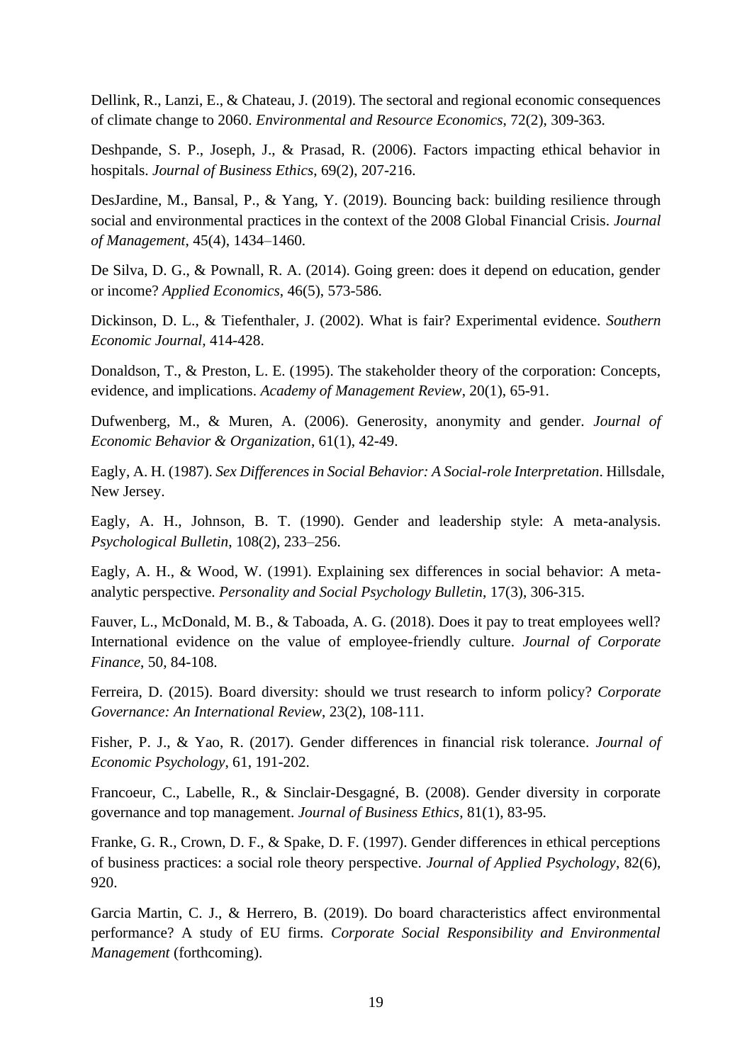Dellink, R., Lanzi, E., & Chateau, J. (2019). The sectoral and regional economic consequences of climate change to 2060. *Environmental and Resource Economics*, 72(2), 309-363.

Deshpande, S. P., Joseph, J., & Prasad, R. (2006). Factors impacting ethical behavior in hospitals. *Journal of Business Ethics*, 69(2), 207-216.

DesJardine, M., Bansal, P., & Yang, Y. (2019). Bouncing back: building resilience through social and environmental practices in the context of the 2008 Global Financial Crisis. *Journal of Management*, 45(4), 1434–1460.

De Silva, D. G., & Pownall, R. A. (2014). Going green: does it depend on education, gender or income? *Applied Economics*, 46(5), 573-586.

Dickinson, D. L., & Tiefenthaler, J. (2002). What is fair? Experimental evidence. *Southern Economic Journal*, 414-428.

Donaldson, T., & Preston, L. E. (1995). The stakeholder theory of the corporation: Concepts, evidence, and implications. *Academy of Management Review*, 20(1), 65-91.

Dufwenberg, M., & Muren, A. (2006). Generosity, anonymity and gender. *Journal of Economic Behavior & Organization*, 61(1), 42-49.

Eagly, A. H. (1987). *Sex Differences in Social Behavior: A Social-role Interpretation*. Hillsdale, New Jersey.

Eagly, A. H., Johnson, B. T. (1990). Gender and leadership style: A meta-analysis. *Psychological Bulletin*, 108(2), 233–256.

Eagly, A. H., & Wood, W. (1991). Explaining sex differences in social behavior: A meta-analytic perspective. *Personality and Social Psychology Bulletin*, 17(3), 306-315.

Fauver, L., McDonald, M. B., & Taboada, A. G. (2018). Does it pay to treat employees well? International evidence on the value of employee-friendly culture. *Journal of Corporate Finance*, 50, 84-108.

Ferreira, D. (2015). Board diversity: should we trust research to inform policy? *Corporate Governance: An International Review*, 23(2), 108-111.

Fisher, P. J., & Yao, R. (2017). Gender differences in financial risk tolerance. *Journal of Economic Psychology*, 61, 191-202.

Francoeur, C., Labelle, R., & Sinclair-Desgagné, B. (2008). Gender diversity in corporate governance and top management. *Journal of Business Ethics*, 81(1), 83-95.

Franke, G. R., Crown, D. F., & Spake, D. F. (1997). Gender differences in ethical perceptions of business practices: a social role theory perspective. *Journal of Applied Psychology*, 82(6), 920.

Garcia Martin, C. J., & Herrero, B. (2019). Do board characteristics affect environmental performance? A study of EU firms. *Corporate Social Responsibility and Environmental Management* (forthcoming).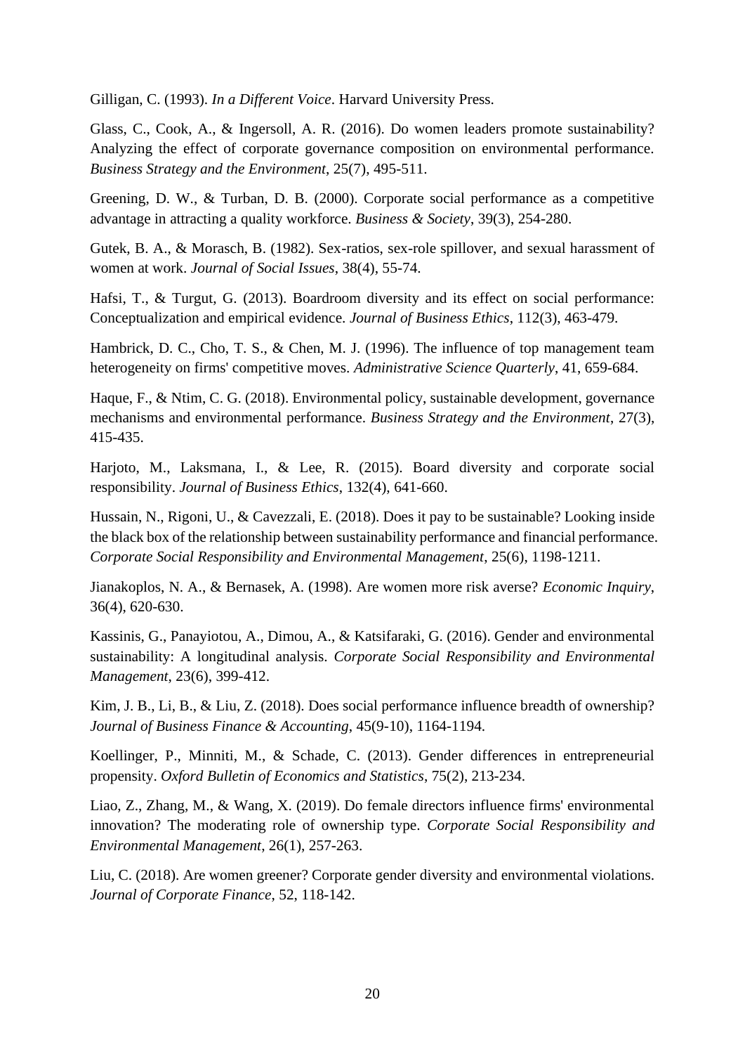Gilligan, C. (1993). *In a Different Voice*. Harvard University Press.

Glass, C., Cook, A., & Ingersoll, A. R. (2016). Do women leaders promote sustainability? Analyzing the effect of corporate governance composition on environmental performance. *Business Strategy and the Environment*, 25(7), 495-511.

Greening, D. W., & Turban, D. B. (2000). Corporate social performance as a competitive advantage in attracting a quality workforce. *Business & Society*, 39(3), 254-280.

Gutek, B. A., & Morasch, B. (1982). Sex-ratios, sex-role spillover, and sexual harassment of women at work. *Journal of Social Issues*, 38(4), 55-74.

Hafsi, T., & Turgut, G. (2013). Boardroom diversity and its effect on social performance: Conceptualization and empirical evidence. *Journal of Business Ethics*, 112(3), 463-479.

Hambrick, D. C., Cho, T. S., & Chen, M. J. (1996). The influence of top management team heterogeneity on firms' competitive moves. *Administrative Science Quarterly*, 41, 659-684.

Haque, F., & Ntim, C. G. (2018). Environmental policy, sustainable development, governance mechanisms and environmental performance. *Business Strategy and the Environment*, 27(3), 415-435.

Harjoto, M., Laksmana, I., & Lee, R. (2015). Board diversity and corporate social responsibility. *Journal of Business Ethics*, 132(4), 641-660.

Hussain, N., Rigoni, U., & Cavezzali, E. (2018). Does it pay to be sustainable? Looking inside the black box of the relationship between sustainability performance and financial performance. *Corporate Social Responsibility and Environmental Management*, 25(6), 1198-1211.

Jianakoplos, N. A., & Bernasek, A. (1998). Are women more risk averse? *Economic Inquiry*, 36(4), 620-630.

Kassinis, G., Panayiotou, A., Dimou, A., & Katsifaraki, G. (2016). Gender and environmental sustainability: A longitudinal analysis. *Corporate Social Responsibility and Environmental Management*, 23(6), 399-412.

Kim, J. B., Li, B., & Liu, Z. (2018). Does social performance influence breadth of ownership? *Journal of Business Finance & Accounting*, 45(9-10), 1164-1194.

Koellinger, P., Minniti, M., & Schade, C. (2013). Gender differences in entrepreneurial propensity. *Oxford Bulletin of Economics and Statistics*, 75(2), 213-234.

Liao, Z., Zhang, M., & Wang, X. (2019). Do female directors influence firms' environmental innovation? The moderating role of ownership type. *Corporate Social Responsibility and Environmental Management*, 26(1), 257-263.

Liu, C. (2018). Are women greener? Corporate gender diversity and environmental violations. *Journal of Corporate Finance*, 52, 118-142.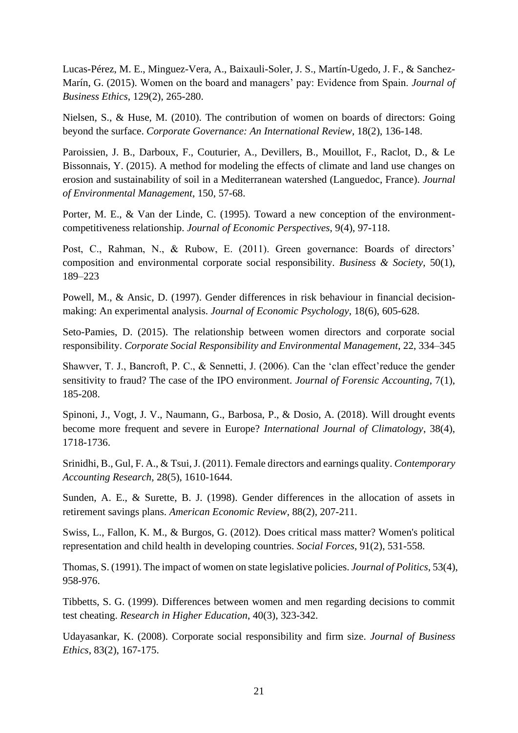Lucas-Pérez, M. E., Minguez-Vera, A., Baixauli-Soler, J. S., Martín-Ugedo, J. F., & Sanchez-Marín, G. (2015). Women on the board and managers' pay: Evidence from Spain. *Journal of Business Ethics*, 129(2), 265-280.

Nielsen, S., & Huse, M. (2010). The contribution of women on boards of directors: Going beyond the surface. *Corporate Governance: An International Review*, 18(2), 136-148.

Paroissien, J. B., Darboux, F., Couturier, A., Devillers, B., Mouillot, F., Raclot, D., & Le Bissonnais, Y. (2015). A method for modeling the effects of climate and land use changes on erosion and sustainability of soil in a Mediterranean watershed (Languedoc, France). *Journal of Environmental Management*, 150, 57-68.

Porter, M. E., & Van der Linde, C. (1995). Toward a new conception of the environment-competitiveness relationship. *Journal of Economic Perspectives*, 9(4), 97-118.

Post, C., Rahman, N., & Rubow, E. (2011). Green governance: Boards of directors' composition and environmental corporate social responsibility. *Business & Society*, 50(1), 189–223

Powell, M., & Ansic, D. (1997). Gender differences in risk behaviour in financial decision-making: An experimental analysis. *Journal of Economic Psychology*, 18(6), 605-628.

Seto-Pamies, D. (2015). The relationship between women directors and corporate social responsibility. *Corporate Social Responsibility and Environmental Management*, 22, 334–345

Shawver, T. J., Bancroft, P. C., & Sennetti, J. (2006). Can the 'clan effect'reduce the gender sensitivity to fraud? The case of the IPO environment. *Journal of Forensic Accounting*, 7(1), 185-208.

Spinoni, J., Vogt, J. V., Naumann, G., Barbosa, P., & Dosio, A. (2018). Will drought events become more frequent and severe in Europe? *International Journal of Climatology*, 38(4), 1718-1736.

Srinidhi, B., Gul, F. A., & Tsui, J. (2011). Female directors and earnings quality. *Contemporary Accounting Research*, 28(5), 1610-1644.

Sunden, A. E., & Surette, B. J. (1998). Gender differences in the allocation of assets in retirement savings plans. *American Economic Review*, 88(2), 207-211.

Swiss, L., Fallon, K. M., & Burgos, G. (2012). Does critical mass matter? Women's political representation and child health in developing countries. *Social Forces*, 91(2), 531-558.

Thomas, S. (1991). The impact of women on state legislative policies. *Journal of Politics*, 53(4), 958-976.

Tibbetts, S. G. (1999). Differences between women and men regarding decisions to commit test cheating. *Research in Higher Education*, 40(3), 323-342.

Udayasankar, K. (2008). Corporate social responsibility and firm size. *Journal of Business Ethics*, 83(2), 167-175.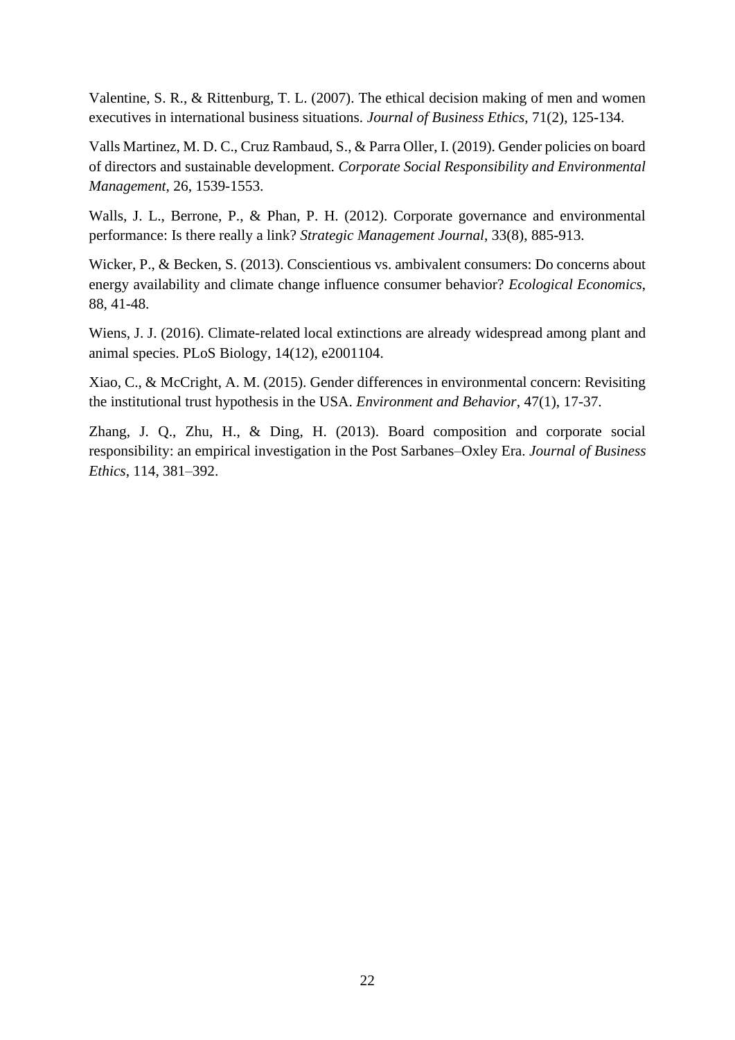Valentine, S. R., & Rittenburg, T. L. (2007). The ethical decision making of men and women executives in international business situations. *Journal of Business Ethics*, 71(2), 125-134.

Valls Martinez, M. D. C., Cruz Rambaud, S., & Parra Oller, I. (2019). Gender policies on board of directors and sustainable development. *Corporate Social Responsibility and Environmental Management*, 26, 1539-1553.

Walls, J. L., Berrone, P., & Phan, P. H. (2012). Corporate governance and environmental performance: Is there really a link? *Strategic Management Journal*, 33(8), 885-913.

Wicker, P., & Becken, S. (2013). Conscientious vs. ambivalent consumers: Do concerns about energy availability and climate change influence consumer behavior? *Ecological Economics*, 88, 41-48.

Wiens, J. J. (2016). Climate-related local extinctions are already widespread among plant and animal species. PLoS Biology, 14(12), e2001104.

Xiao, C., & McCright, A. M. (2015). Gender differences in environmental concern: Revisiting the institutional trust hypothesis in the USA. *Environment and Behavior*, 47(1), 17-37.

Zhang, J. Q., Zhu, H., & Ding, H. (2013). Board composition and corporate social responsibility: an empirical investigation in the Post Sarbanes–Oxley Era. *Journal of Business Ethics*, 114, 381–392.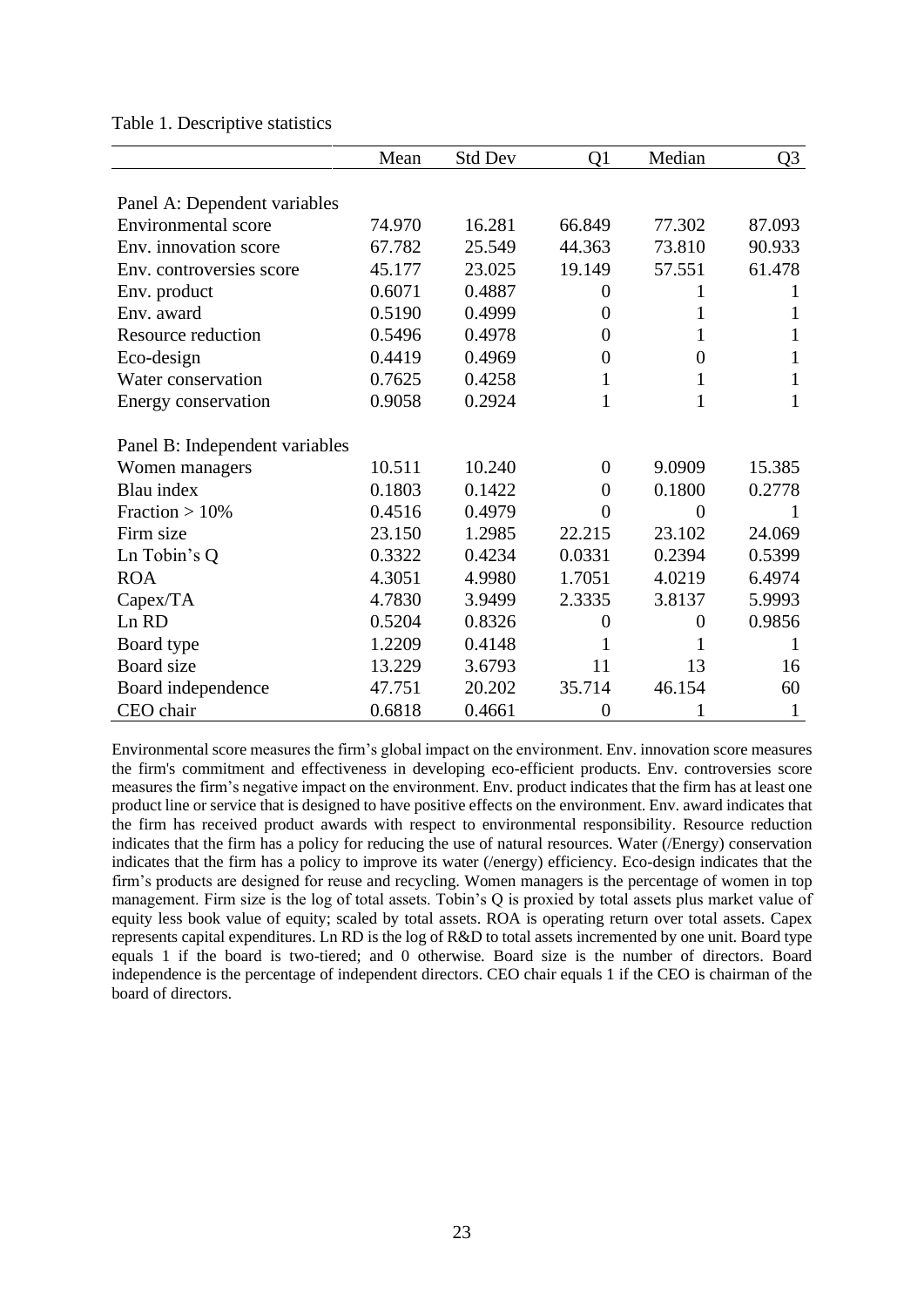Table 1. Descriptive statistics

| | Mean | Std Dev | Q1 | Median | Q3 |
|---|---|---|---|---|---|
| Panel A: Dependent variables | | | | | |
| Environmental score | 74.970 | 16.281 | 66.849 | 77.302 | 87.093 |
| Env. innovation score | 67.782 | 25.549 | 44.363 | 73.810 | 90.933 |
| Env. controversies score | 45.177 | 23.025 | 19.149 | 57.551 | 61.478 |
| Env. product | 0.6071 | 0.4887 | 0 | 1 | 1 |
| Env. award | 0.5190 | 0.4999 | 0 | 1 | 1 |
| Resource reduction | 0.5496 | 0.4978 | 0 | 1 | 1 |
| Eco-design | 0.4419 | 0.4969 | 0 | 0 | 1 |
| Water conservation | 0.7625 | 0.4258 | 1 | 1 | 1 |
| Energy conservation | 0.9058 | 0.2924 | 1 | 1 | 1 |
| Panel B: Independent variables | | | | | |
| Women managers | 10.511 | 10.240 | 0 | 9.0909 | 15.385 |
| Blau index | 0.1803 | 0.1422 | 0 | 0.1800 | 0.2778 |
| Fraction > 10% | 0.4516 | 0.4979 | 0 | 0 | 1 |
| Firm size | 23.150 | 1.2985 | 22.215 | 23.102 | 24.069 |
| Ln Tobin's Q | 0.3322 | 0.4234 | 0.0331 | 0.2394 | 0.5399 |
| ROA | 4.3051 | 4.9980 | 1.7051 | 4.0219 | 6.4974 |
| Capex/TA | 4.7830 | 3.9499 | 2.3335 | 3.8137 | 5.9993 |
| Ln RD | 0.5204 | 0.8326 | 0 | 0 | 0.9856 |
| Board type | 1.2209 | 0.4148 | 1 | 1 | 1 |
| Board size | 13.229 | 3.6793 | 11 | 13 | 16 |
| Board independence | 47.751 | 20.202 | 35.714 | 46.154 | 60 |
| CEO chair | 0.6818 | 0.4661 | 0 | 1 | 1 |

Environmental score measures the firm's global impact on the environment. Env. innovation score measures the firm's commitment and effectiveness in developing eco-efficient products. Env. controversies score measures the firm's negative impact on the environment. Env. product indicates that the firm has at least one product line or service that is designed to have positive effects on the environment. Env. award indicates that the firm has received product awards with respect to environmental responsibility. Resource reduction indicates that the firm has a policy for reducing the use of natural resources. Water (/Energy) conservation indicates that the firm has a policy to improve its water (/energy) efficiency. Eco-design indicates that the firm's products are designed for reuse and recycling. Women managers is the percentage of women in top management. Firm size is the log of total assets. Tobin's Q is proxied by total assets plus market value of equity less book value of equity; scaled by total assets. ROA is operating return over total assets. Capex represents capital expenditures. Ln RD is the log of R&D to total assets incremented by one unit. Board type equals 1 if the board is two-tiered; and 0 otherwise. Board size is the number of directors. Board independence is the percentage of independent directors. CEO chair equals 1 if the CEO is chairman of the board of directors.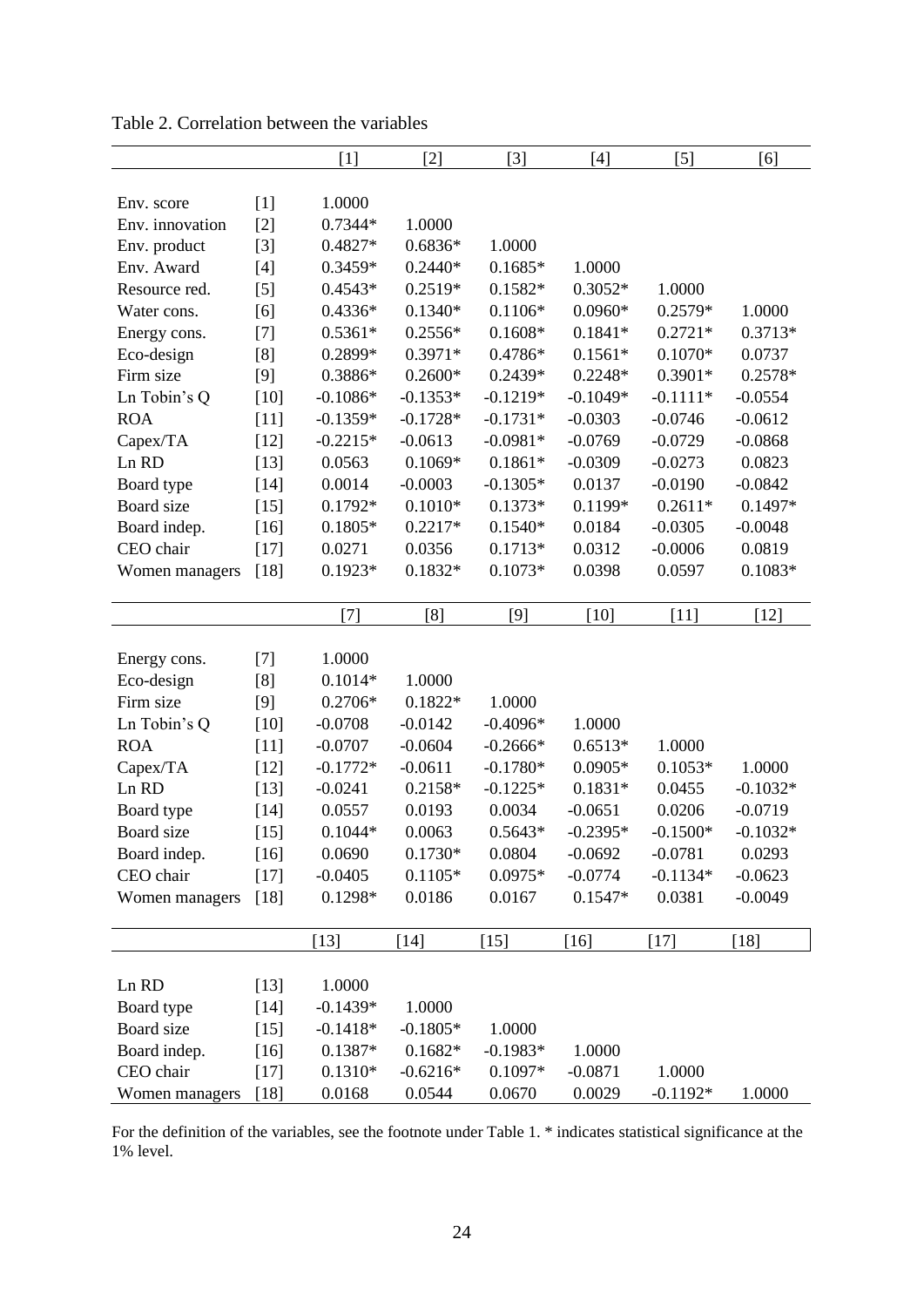Table 2. Correlation between the variables

| | | [1] | [2] | [3] | [4] | [5] | [6] |
|---|---|---|---|---|---|---|---|
| Env. score | [1] | 1.0000 | | | | | |
| Env. innovation | [2] | 0.7344* | 1.0000 | | | | |
| Env. product | [3] | 0.4827* | 0.6836* | 1.0000 | | | |
| Env. Award | [4] | 0.3459* | 0.2440* | 0.1685* | 1.0000 | | |
| Resource red. | [5] | 0.4543* | 0.2519* | 0.1582* | 0.3052* | 1.0000 | |
| Water cons. | [6] | 0.4336* | 0.1340* | 0.1106* | 0.0960* | 0.2579* | 1.0000 |
| Energy cons. | [7] | 0.5361* | 0.2556* | 0.1608* | 0.1841* | 0.2721* | 0.3713* |
| Eco-design | [8] | 0.2899* | 0.3971* | 0.4786* | 0.1561* | 0.1070* | 0.0737 |
| Firm size | [9] | 0.3886* | 0.2600* | 0.2439* | 0.2248* | 0.3901* | 0.2578* |
| Ln Tobin's Q | [10] | -0.1086* | -0.1353* | -0.1219* | -0.1049* | -0.1111* | -0.0554 |
| ROA | [11] | -0.1359* | -0.1728* | -0.1731* | -0.0303 | -0.0746 | -0.0612 |
| Capex/TA | [12] | -0.2215* | -0.0613 | -0.0981* | -0.0769 | -0.0729 | -0.0868 |
| Ln RD | [13] | 0.0563 | 0.1069* | 0.1861* | -0.0309 | -0.0273 | 0.0823 |
| Board type | [14] | 0.0014 | -0.0003 | -0.1305* | 0.0137 | -0.0190 | -0.0842 |
| Board size | [15] | 0.1792* | 0.1010* | 0.1373* | 0.1199* | 0.2611* | 0.1497* |
| Board indep. | [16] | 0.1805* | 0.2217* | 0.1540* | 0.0184 | -0.0305 | -0.0048 |
| CEO chair | [17] | 0.0271 | 0.0356 | 0.1713* | 0.0312 | -0.0006 | 0.0819 |
| Women managers | [18] | 0.1923* | 0.1832* | 0.1073* | 0.0398 | 0.0597 | 0.1083* |

| | | [7] | [8] | [9] | [10] | [11] | [12] |
|---|---|---|---|---|---|---|---|
| Energy cons. | [7] | 1.0000 | | | | | |
| Eco-design | [8] | 0.1014* | 1.0000 | | | | |
| Firm size | [9] | 0.2706* | 0.1822* | 1.0000 | | | |
| Ln Tobin's Q | [10] | -0.0708 | -0.0142 | -0.4096* | 1.0000 | | |
| ROA | [11] | -0.0707 | -0.0604 | -0.2666* | 0.6513* | 1.0000 | |
| Capex/TA | [12] | -0.1772* | -0.0611 | -0.1780* | 0.0905* | 0.1053* | 1.0000 |
| Ln RD | [13] | -0.0241 | 0.2158* | -0.1225* | 0.1831* | 0.0455 | -0.1032* |
| Board type | [14] | 0.0557 | 0.0193 | 0.0034 | -0.0651 | 0.0206 | -0.0719 |
| Board size | [15] | 0.1044* | 0.0063 | 0.5643* | -0.2395* | -0.1500* | -0.1032* |
| Board indep. | [16] | 0.0690 | 0.1730* | 0.0804 | -0.0692 | -0.0781 | 0.0293 |
| CEO chair | [17] | -0.0405 | 0.1105* | 0.0975* | -0.0774 | -0.1134* | -0.0623 |
| Women managers | [18] | 0.1298* | 0.0186 | 0.0167 | 0.1547* | 0.0381 | -0.0049 |

| | | [13] | [14] | [15] | [16] | [17] | [18] |
|---|---|---|---|---|---|---|---|
| Ln RD | [13] | 1.0000 | | | | | |
| Board type | [14] | -0.1439* | 1.0000 | | | | |
| Board size | [15] | -0.1418* | -0.1805* | 1.0000 | | | |
| Board indep. | [16] | 0.1387* | 0.1682* | -0.1983* | 1.0000 | | |
| CEO chair | [17] | 0.1310* | -0.6216* | 0.1097* | -0.0871 | 1.0000 | |
| Women managers | [18] | 0.0168 | 0.0544 | 0.0670 | 0.0029 | -0.1192* | 1.0000 |

For the definition of the variables, see the footnote under Table 1. * indicates statistical significance at the 1% level.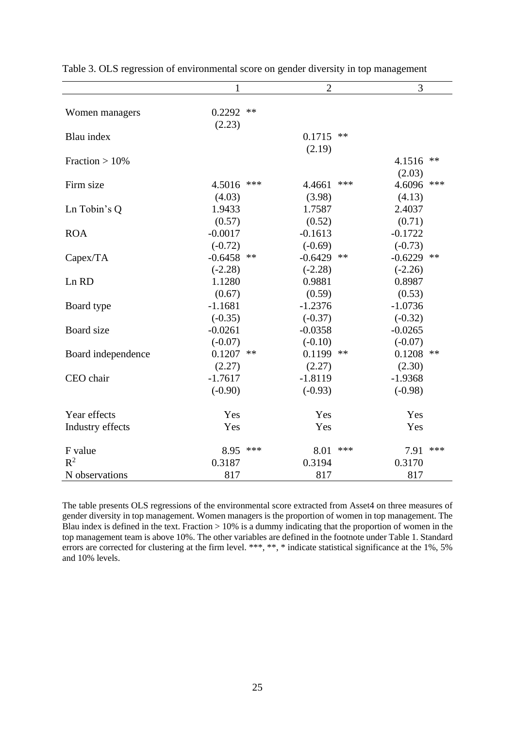Table 3. OLS regression of environmental score on gender diversity in top management

| | 1 | 2 | 3 |
|---|---|---|---|
| Women managers | 0.2292 ** | | |
| | (2.23) | | |
| Blau index | | 0.1715 ** | |
| | | (2.19) | |
| Fraction > 10% | | | 4.1516 ** |
| | | | (2.03) |
| Firm size | 4.5016 *** | 4.4661 *** | 4.6096 *** |
| | (4.03) | (3.98) | (4.13) |
| Ln Tobin's Q | 1.9433 | 1.7587 | 2.4037 |
| | (0.57) | (0.52) | (0.71) |
| ROA | -0.0017 | -0.1613 | -0.1722 |
| | (-0.72) | (-0.69) | (-0.73) |
| Capex/TA | -0.6458 ** | -0.6429 ** | -0.6229 ** |
| | (-2.28) | (-2.28) | (-2.26) |
| Ln RD | 1.1280 | 0.9881 | 0.8987 |
| | (0.67) | (0.59) | (0.53) |
| Board type | -1.1681 | -1.2376 | -1.0736 |
| | (-0.35) | (-0.37) | (-0.32) |
| Board size | -0.0261 | -0.0358 | -0.0265 |
| | (-0.07) | (-0.10) | (-0.07) |
| Board independence | 0.1207 ** | 0.1199 ** | 0.1208 ** |
| | (2.27) | (2.27) | (2.30) |
| CEO chair | -1.7617 | -1.8119 | -1.9368 |
| | (-0.90) | (-0.93) | (-0.98) |
| Year effects | Yes | Yes | Yes |
| Industry effects | Yes | Yes | Yes |
| F value | 8.95 *** | 8.01 *** | 7.91 *** |
| $R^2$ | 0.3187 | 0.3194 | 0.3170 |
| N observations | 817 | 817 | 817 |

The table presents OLS regressions of the environmental score extracted from Asset4 on three measures of gender diversity in top management. Women managers is the proportion of women in top management. The Blau index is defined in the text. Fraction > 10% is a dummy indicating that the proportion of women in the top management team is above 10%. The other variables are defined in the footnote under Table 1. Standard errors are corrected for clustering at the firm level. ***, **, * indicate statistical significance at the 1%, 5% and 10% levels.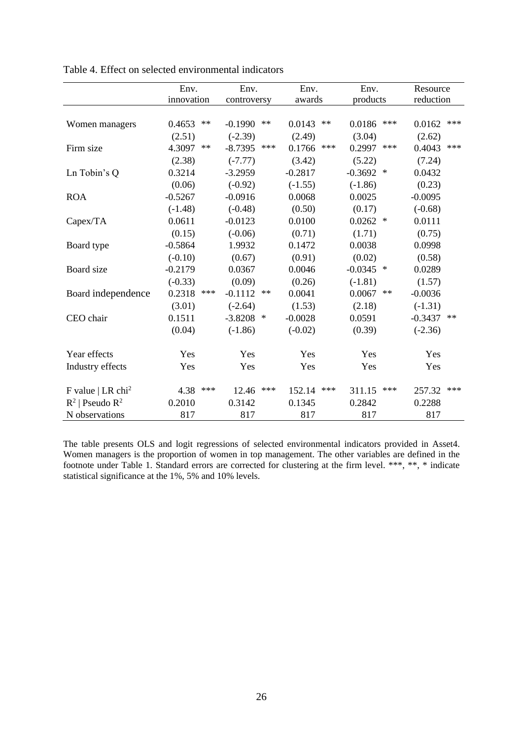Table 4. Effect on selected environmental indicators

| | Env. innovation | Env. controversy | Env. awards | Env. products | Resource reduction |
|---|---|---|---|---|---|
| Women managers | 0.4653 ** | -0.1990 ** | 0.0143 ** | 0.0186 *** | 0.0162 *** |
| | (2.51) | (-2.39) | (2.49) | (3.04) | (2.62) |
| Firm size | 4.3097 ** | -8.7395 *** | 0.1766 *** | 0.2997 *** | 0.4043 *** |
| | (2.38) | (-7.77) | (3.42) | (5.22) | (7.24) |
| Ln Tobin's Q | 0.3214 | -3.2959 | -0.2817 | -0.3692 * | 0.0432 |
| | (0.06) | (-0.92) | (-1.55) | (-1.86) | (0.23) |
| ROA | -0.5267 | -0.0916 | 0.0068 | 0.0025 | -0.0095 |
| | (-1.48) | (-0.48) | (0.50) | (0.17) | (-0.68) |
| Capex/TA | 0.0611 | -0.0123 | 0.0100 | 0.0262 * | 0.0111 |
| | (0.15) | (-0.06) | (0.71) | (1.71) | (0.75) |
| Board type | -0.5864 | 1.9932 | 0.1472 | 0.0038 | 0.0998 |
| | (-0.10) | (0.67) | (0.91) | (0.02) | (0.58) |
| Board size | -0.2179 | 0.0367 | 0.0046 | -0.0345 * | 0.0289 |
| | (-0.33) | (0.09) | (0.26) | (-1.81) | (1.57) |
| Board independence | 0.2318 *** | -0.1112 ** | 0.0041 | 0.0067 ** | -0.0036 |
| | (3.01) | (-2.64) | (1.53) | (2.18) | (-1.31) |
| CEO chair | 0.1511 | -3.8208 * | -0.0028 | 0.0591 | -0.3437 ** |
| | (0.04) | (-1.86) | (-0.02) | (0.39) | (-2.36) |
| Year effects | Yes | Yes | Yes | Yes | Yes |
| Industry effects | Yes | Yes | Yes | Yes | Yes |
| F value \| LR chi$^2$ | 4.38 *** | 12.46 *** | 152.14 *** | 311.15 *** | 257.32 *** |
| $R^2$ \| Pseudo $R^2$ | 0.2010 | 0.3142 | 0.1345 | 0.2842 | 0.2288 |
| N observations | 817 | 817 | 817 | 817 | 817 |

The table presents OLS and logit regressions of selected environmental indicators provided in Asset4. Women managers is the proportion of women in top management. The other variables are defined in the footnote under Table 1. Standard errors are corrected for clustering at the firm level. ***, **, * indicate statistical significance at the 1%, 5% and 10% levels.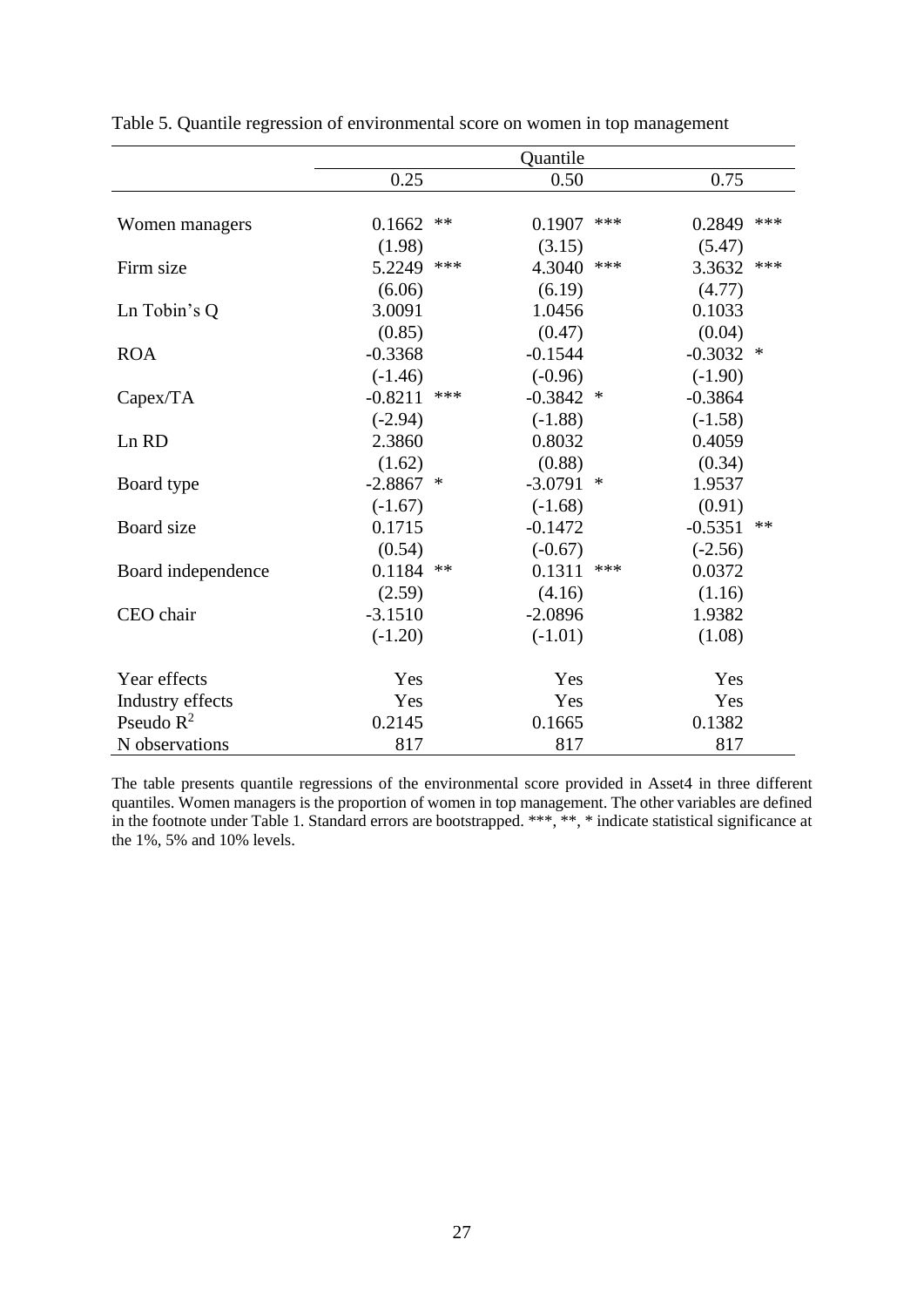Table 5. Quantile regression of environmental score on women in top management

| | Quantile | | |
|---|---|---|---|
| | 0.25 | 0.50 | 0.75 |
| Women managers | 0.1662 ** | 0.1907 *** | 0.2849 *** |
| | (1.98) | (3.15) | (5.47) |
| Firm size | 5.2249 *** | 4.3040 *** | 3.3632 *** |
| | (6.06) | (6.19) | (4.77) |
| Ln Tobin's Q | 3.0091 | 1.0456 | 0.1033 |
| | (0.85) | (0.47) | (0.04) |
| ROA | -0.3368 | -0.1544 | -0.3032 * |
| | (-1.46) | (-0.96) | (-1.90) |
| Capex/TA | -0.8211 *** | -0.3842 * | -0.3864 |
| | (-2.94) | (-1.88) | (-1.58) |
| Ln RD | 2.3860 | 0.8032 | 0.4059 |
| | (1.62) | (0.88) | (0.34) |
| Board type | -2.8867 * | -3.0791 * | 1.9537 |
| | (-1.67) | (-1.68) | (0.91) |
| Board size | 0.1715 | -0.1472 | -0.5351 ** |
| | (0.54) | (-0.67) | (-2.56) |
| Board independence | 0.1184 ** | 0.1311 *** | 0.0372 |
| | (2.59) | (4.16) | (1.16) |
| CEO chair | -3.1510 | -2.0896 | 1.9382 |
| | (-1.20) | (-1.01) | (1.08) |
| Year effects | Yes | Yes | Yes |
| Industry effects | Yes | Yes | Yes |
| Pseudo $R^2$ | 0.2145 | 0.1665 | 0.1382 |
| N observations | 817 | 817 | 817 |

The table presents quantile regressions of the environmental score provided in Asset4 in three different quantiles. Women managers is the proportion of women in top management. The other variables are defined in the footnote under Table 1. Standard errors are bootstrapped. ***, **, * indicate statistical significance at the 1%, 5% and 10% levels.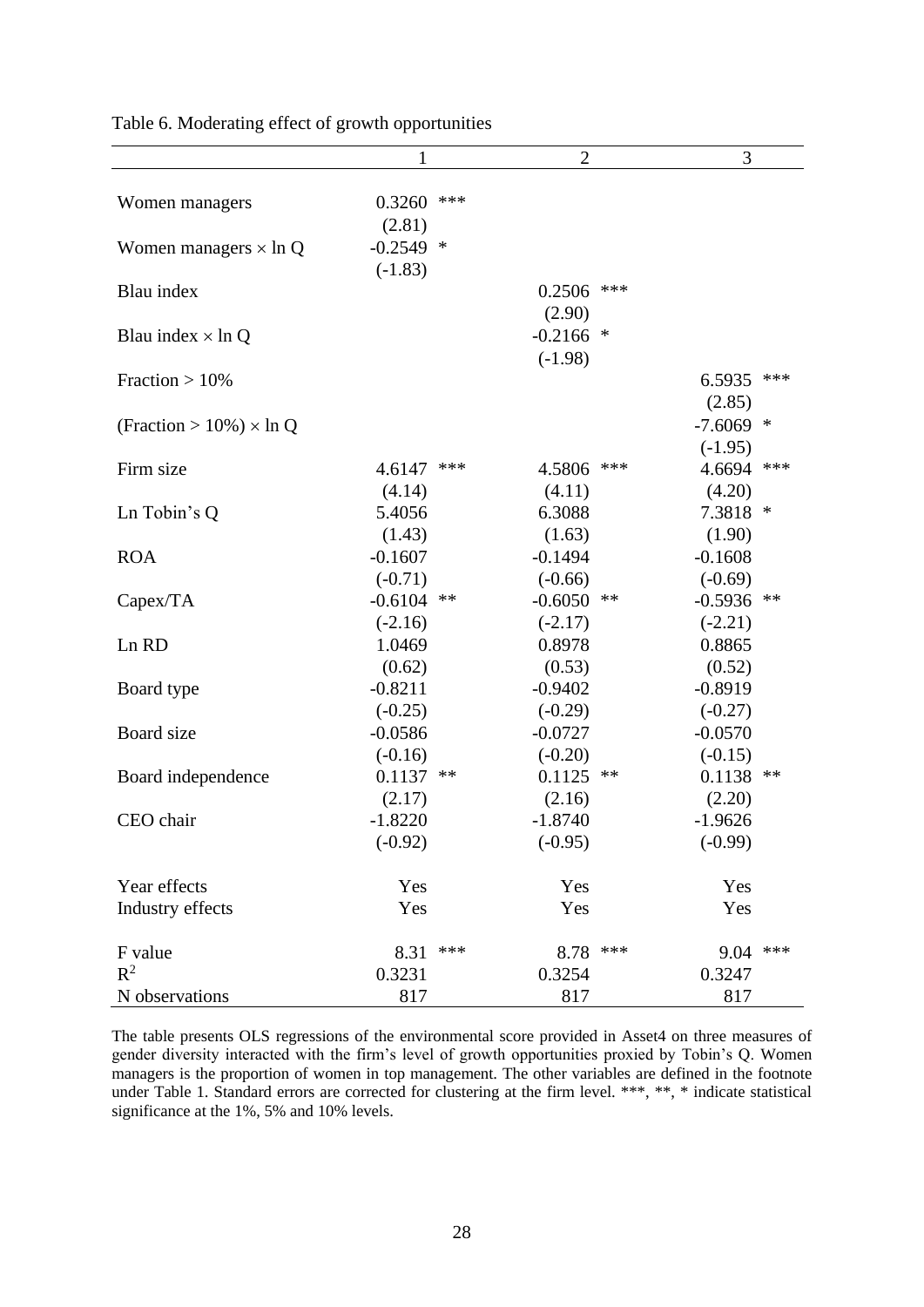Table 6. Moderating effect of growth opportunities

| | 1 | 2 | 3 |
|---|---|---|---|
| Women managers | 0.3260 *** | | |
| | (2.81) | | |
| Women managers × ln Q | -0.2549 * | | |
| | (-1.83) | | |
| Blau index | | 0.2506 *** | |
| | | (2.90) | |
| Blau index × ln Q | | -0.2166 * | |
| | | (-1.98) | |
| Fraction > 10% | | | 6.5935 *** |
| | | | (2.85) |
| (Fraction > 10%) × ln Q | | | -7.6069 * |
| | | | (-1.95) |
| Firm size | 4.6147 *** | 4.5806 *** | 4.6694 *** |
| | (4.14) | (4.11) | (4.20) |
| Ln Tobin's Q | 5.4056 | 6.3088 | 7.3818 * |
| | (1.43) | (1.63) | (1.90) |
| ROA | -0.1607 | -0.1494 | -0.1608 |
| | (-0.71) | (-0.66) | (-0.69) |
| Capex/TA | -0.6104 ** | -0.6050 ** | -0.5936 ** |
| | (-2.16) | (-2.17) | (-2.21) |
| Ln RD | 1.0469 | 0.8978 | 0.8865 |
| | (0.62) | (0.53) | (0.52) |
| Board type | -0.8211 | -0.9402 | -0.8919 |
| | (-0.25) | (-0.29) | (-0.27) |
| Board size | -0.0586 | -0.0727 | -0.0570 |
| | (-0.16) | (-0.20) | (-0.15) |
| Board independence | 0.1137 ** | 0.1125 ** | 0.1138 ** |
| | (2.17) | (2.16) | (2.20) |
| CEO chair | -1.8220 | -1.8740 | -1.9626 |
| | (-0.92) | (-0.95) | (-0.99) |
| Year effects | Yes | Yes | Yes |
| Industry effects | Yes | Yes | Yes |
| F value | 8.31 *** | 8.78 *** | 9.04 *** |
| $R^2$ | 0.3231 | 0.3254 | 0.3247 |
| N observations | 817 | 817 | 817 |

The table presents OLS regressions of the environmental score provided in Asset4 on three measures of gender diversity interacted with the firm's level of growth opportunities proxied by Tobin's Q. Women managers is the proportion of women in top management. The other variables are defined in the footnote under Table 1. Standard errors are corrected for clustering at the firm level. ***, **, * indicate statistical significance at the 1%, 5% and 10% levels.